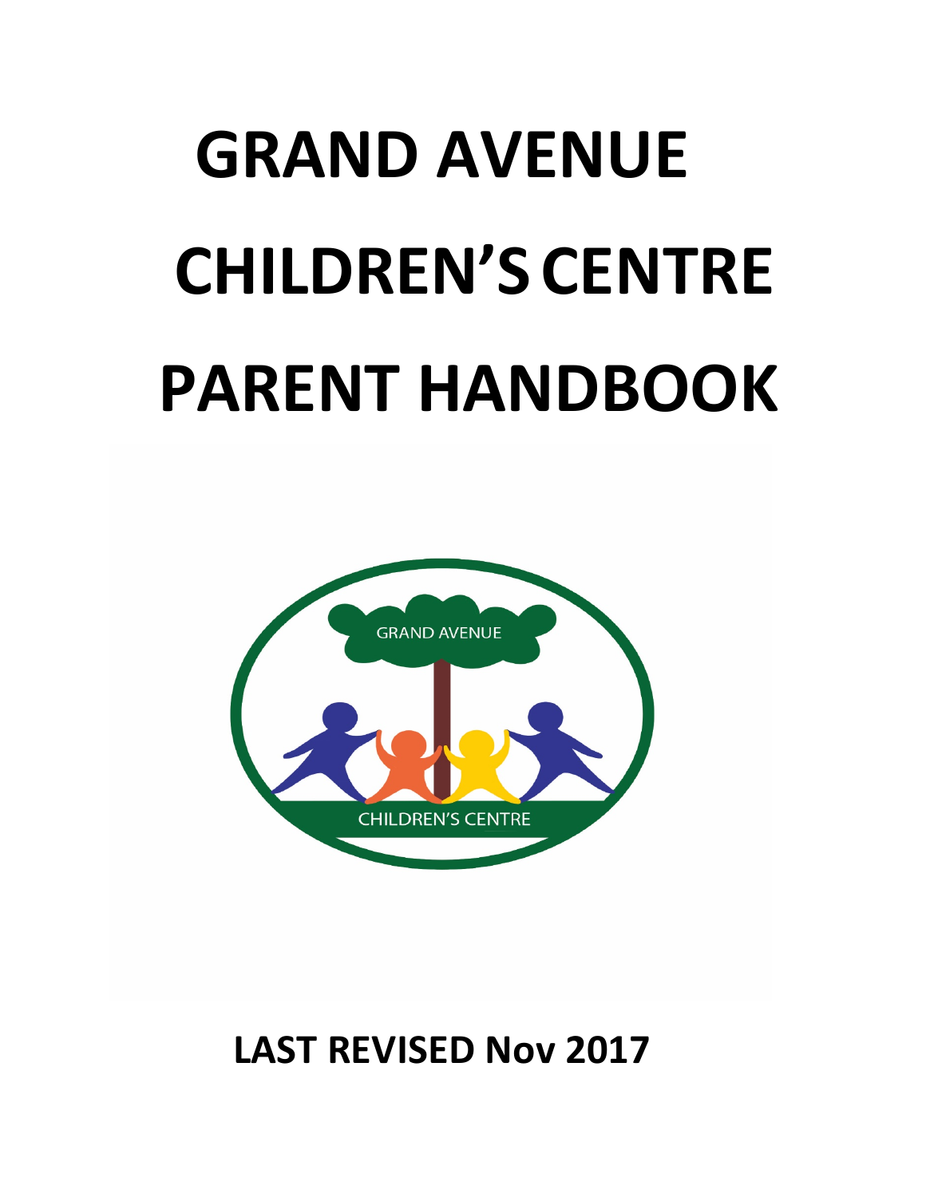# GRAND AVENUE CHILDREN'S CENTRE PARENT HANDBOOK

**LAST REVISED Nov 2017**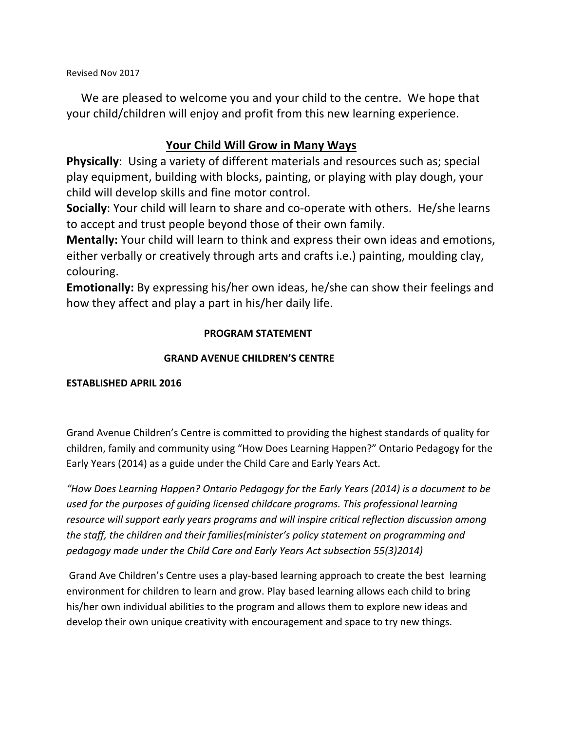Revised Nov 2017

We are pleased to welcome you and your child to the centre. We hope that your child/children will enjoy and profit from this new learning experience.

## Your Child Will Grow in Many Ways

**Physically**: Using a variety of different materials and resources such as; special play equipment, building with blocks, painting, or playing with play dough, your child will develop skills and fine motor control.

**Socially**: Your child will learn to share and co-operate with others. He/she learns to accept and trust people beyond those of their own family.

**Mentally:** Your child will learn to think and express their own ideas and emotions, either verbally or creatively through arts and crafts i.e.) painting, moulding clay, colouring.

**Emotionally:** By expressing his/her own ideas, he/she can show their feelings and how they affect and play a part in his/her daily life.

### PROGRAM STATEMENT

### GRAND AVENUE CHILDREN'S CENTRE

**ESTABLISHED APRIL 2016**

Grand Avenue Children's Centre is committed to providing the highest standards of quality for children, family and community using "How Does Learning Happen?" Ontario Pedagogy for the Early Years (2014) as a guide under the Child Care and Early Years Act.

*"How Does Learning Happen? Ontario Pedagogy for the Early Years (2014) is a document to be used for the purposes of guiding licensed childcare programs. This professional learning resource will support early years programs and will inspire critical reflection discussion among the staff, the children and their families(minister's policy statement on programming and pedagogy made under the Child Care and Early Years Act subsection 55(3)2014)*

Grand Ave Children's Centre uses a play-based learning approach to create the best learning environment for children to learn and grow. Play based learning allows each child to bring his/her own individual abilities to the program and allows them to explore new ideas and develop their own unique creativity with encouragement and space to try new things.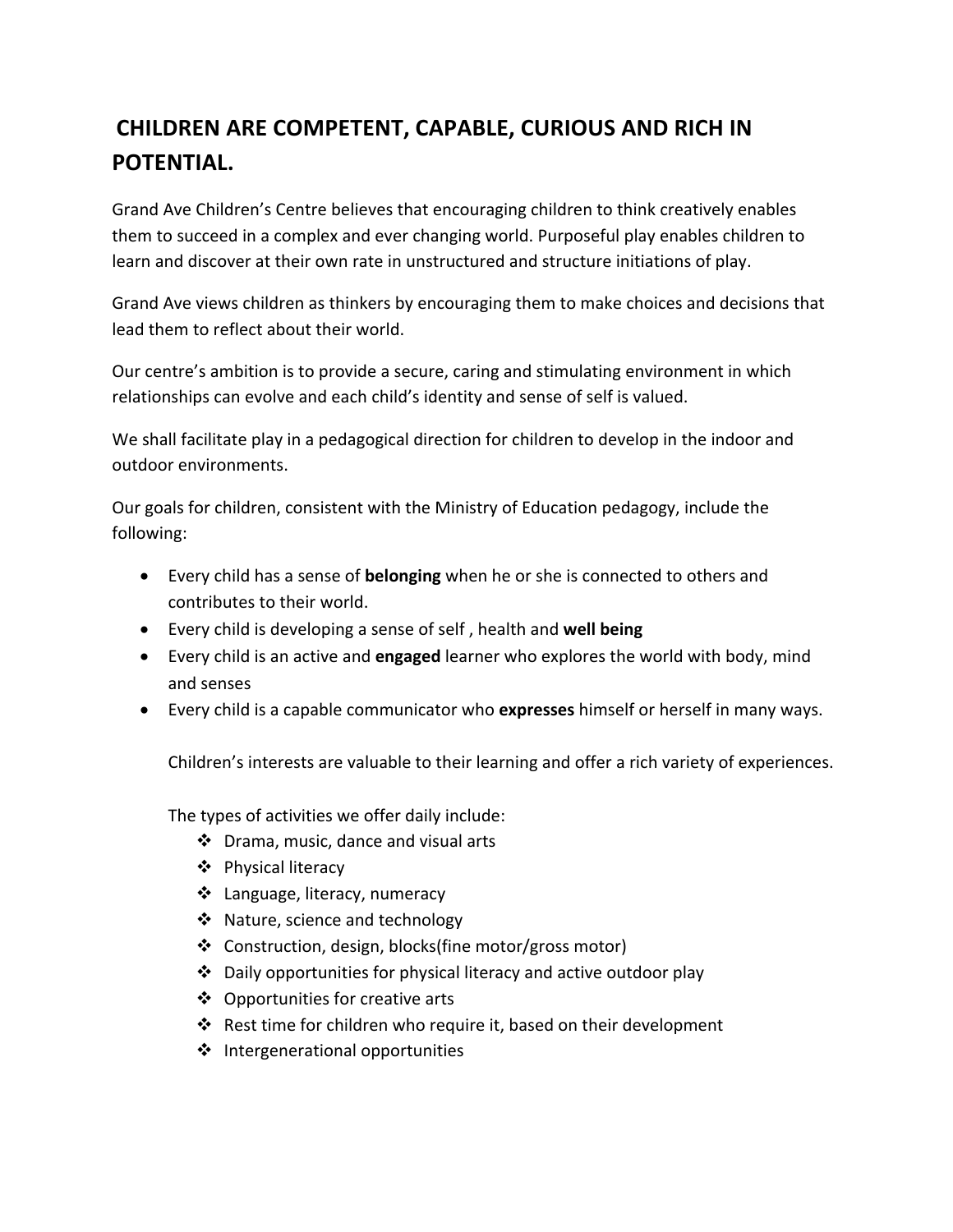## CHILDREN ARE COMPETENT, CAPABLE, CURIOUS AND RICH IN POTENTIAL.

Grand Ave Children's Centre believes that encouraging children to think creatively enables them to succeed in a complex and ever changing world. Purposeful play enables children to learn and discover at their own rate in unstructured and structure initiations of play.

Grand Ave views children as thinkers by encouraging them to make choices and decisions that lead them to reflect about their world.

Our centre's ambition is to provide a secure, caring and stimulating environment in which relationships can evolve and each child's identity and sense of self is valued.

We shall facilitate play in a pedagogical direction for children to develop in the indoor and outdoor environments.

Our goals for children, consistent with the Ministry of Education pedagogy, include the following:

- Every child has a sense of **belonging** when he or she is connected to others and contributes to their world.
- Every child is developing a sense of self , health and **well being**
- Every child is an active and **engaged** learner who explores the world with body, mind and senses
- Every child is a capable communicator who **expresses** himself or herself in many ways.

  Children's interests are valuable to their learning and offer a rich variety of experiences.

  The types of activities we offer daily include:
  - Drama, music, dance and visual arts
  - Physical literacy
  - Language, literacy, numeracy
  - Nature, science and technology
  - Construction, design, blocks(fine motor/gross motor)
  - Daily opportunities for physical literacy and active outdoor play
  - Opportunities for creative arts
  - Rest time for children who require it, based on their development
  - Intergenerational opportunities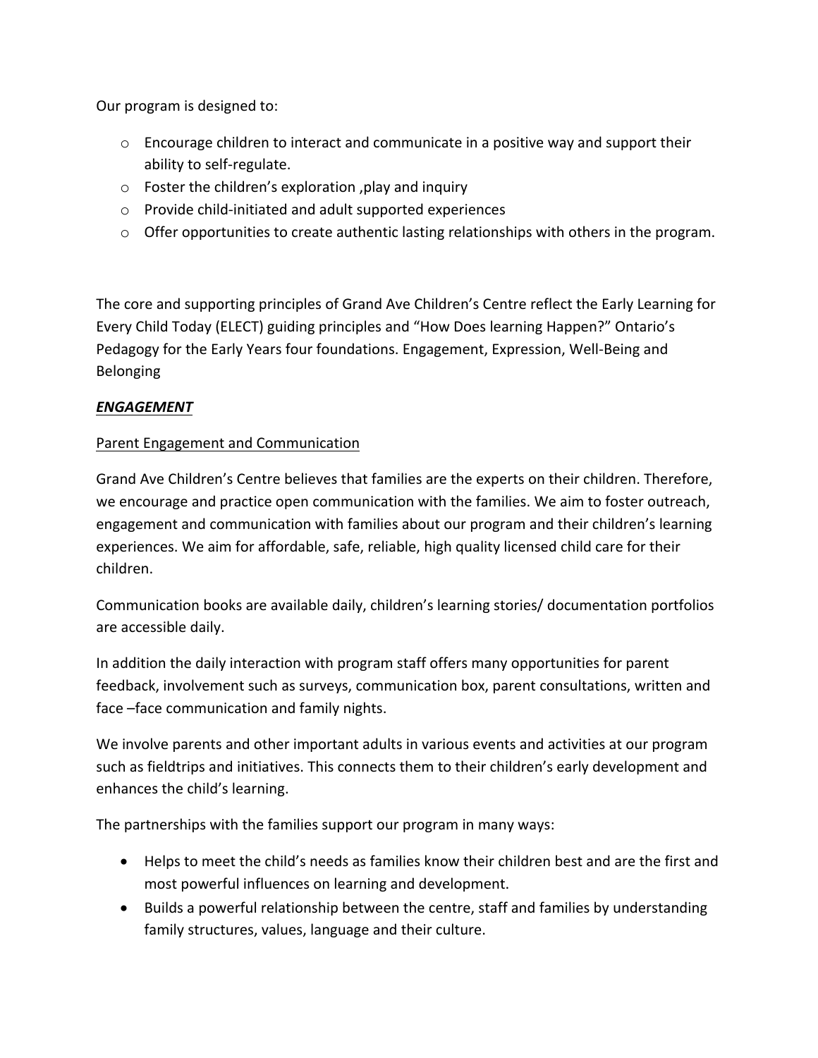Our program is designed to:

- Encourage children to interact and communicate in a positive way and support their ability to self-regulate.
- Foster the children's exploration ,play and inquiry
- Provide child-initiated and adult supported experiences
- Offer opportunities to create authentic lasting relationships with others in the program.

The core and supporting principles of Grand Ave Children's Centre reflect the Early Learning for Every Child Today (ELECT) guiding principles and "How Does learning Happen?" Ontario's Pedagogy for the Early Years four foundations. Engagement, Expression, Well-Being and Belonging

## ***ENGAGEMENT***

### Parent Engagement and Communication

Grand Ave Children's Centre believes that families are the experts on their children. Therefore, we encourage and practice open communication with the families. We aim to foster outreach, engagement and communication with families about our program and their children's learning experiences. We aim for affordable, safe, reliable, high quality licensed child care for their children.

Communication books are available daily, children's learning stories/ documentation portfolios are accessible daily.

In addition the daily interaction with program staff offers many opportunities for parent feedback, involvement such as surveys, communication box, parent consultations, written and face –face communication and family nights.

We involve parents and other important adults in various events and activities at our program such as fieldtrips and initiatives. This connects them to their children's early development and enhances the child's learning.

The partnerships with the families support our program in many ways:

- Helps to meet the child's needs as families know their children best and are the first and most powerful influences on learning and development.
- Builds a powerful relationship between the centre, staff and families by understanding family structures, values, language and their culture.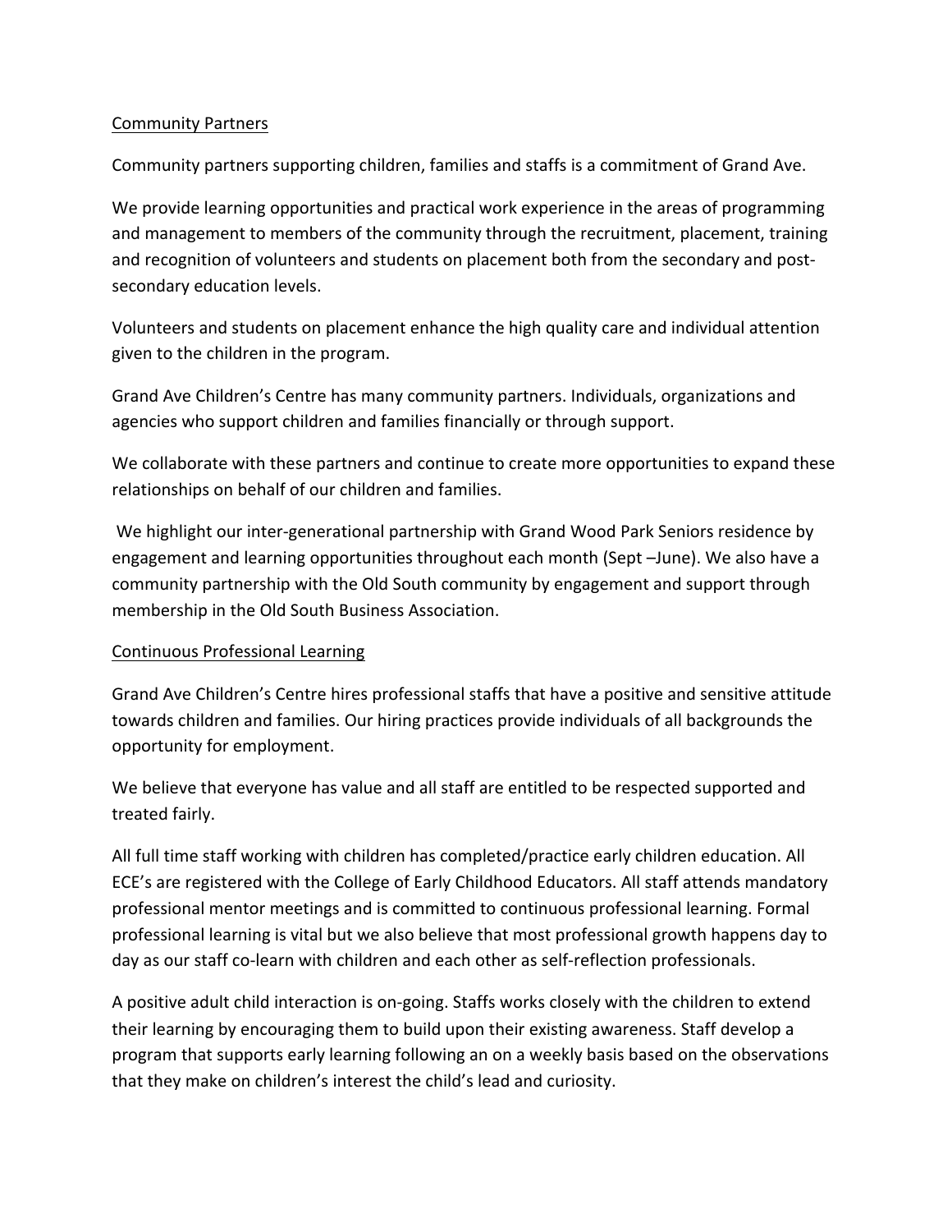## Community Partners

Community partners supporting children, families and staffs is a commitment of Grand Ave.

We provide learning opportunities and practical work experience in the areas of programming and management to members of the community through the recruitment, placement, training and recognition of volunteers and students on placement both from the secondary and post-secondary education levels.

Volunteers and students on placement enhance the high quality care and individual attention given to the children in the program.

Grand Ave Children's Centre has many community partners. Individuals, organizations and agencies who support children and families financially or through support.

We collaborate with these partners and continue to create more opportunities to expand these relationships on behalf of our children and families.

We highlight our inter-generational partnership with Grand Wood Park Seniors residence by engagement and learning opportunities throughout each month (Sept –June). We also have a community partnership with the Old South community by engagement and support through membership in the Old South Business Association.

## Continuous Professional Learning

Grand Ave Children's Centre hires professional staffs that have a positive and sensitive attitude towards children and families. Our hiring practices provide individuals of all backgrounds the opportunity for employment.

We believe that everyone has value and all staff are entitled to be respected supported and treated fairly.

All full time staff working with children has completed/practice early children education. All ECE's are registered with the College of Early Childhood Educators. All staff attends mandatory professional mentor meetings and is committed to continuous professional learning. Formal professional learning is vital but we also believe that most professional growth happens day to day as our staff co-learn with children and each other as self-reflection professionals.

A positive adult child interaction is on-going. Staffs works closely with the children to extend their learning by encouraging them to build upon their existing awareness. Staff develop a program that supports early learning following an on a weekly basis based on the observations that they make on children's interest the child's lead and curiosity.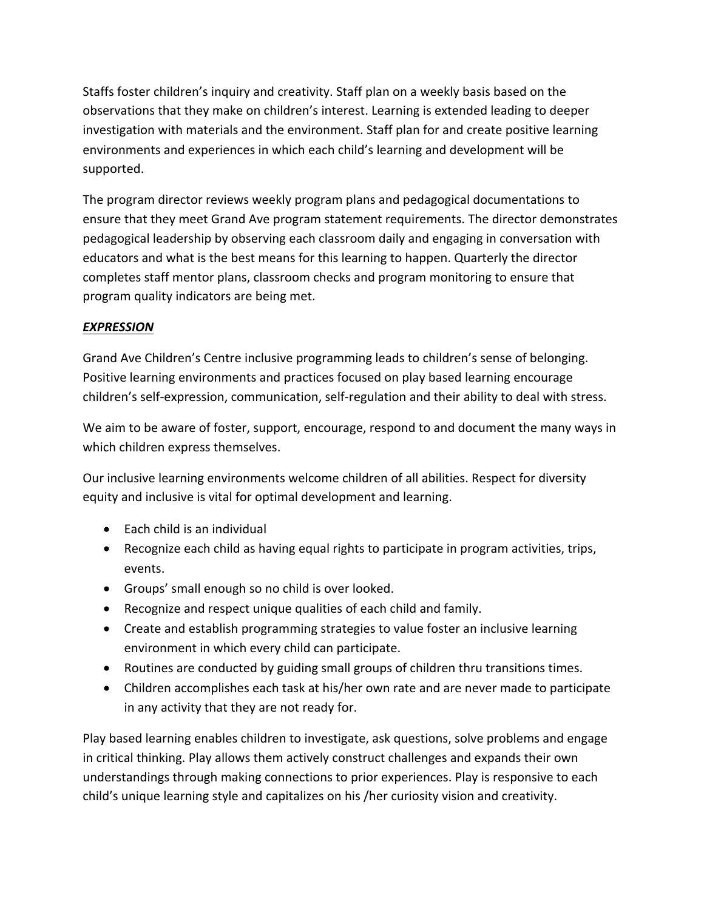Staffs foster children's inquiry and creativity. Staff plan on a weekly basis based on the observations that they make on children's interest. Learning is extended leading to deeper investigation with materials and the environment. Staff plan for and create positive learning environments and experiences in which each child's learning and development will be supported.

The program director reviews weekly program plans and pedagogical documentations to ensure that they meet Grand Ave program statement requirements. The director demonstrates pedagogical leadership by observing each classroom daily and engaging in conversation with educators and what is the best means for this learning to happen. Quarterly the director completes staff mentor plans, classroom checks and program monitoring to ensure that program quality indicators are being met.

***EXPRESSION***

Grand Ave Children's Centre inclusive programming leads to children's sense of belonging. Positive learning environments and practices focused on play based learning encourage children's self-expression, communication, self-regulation and their ability to deal with stress.

We aim to be aware of foster, support, encourage, respond to and document the many ways in which children express themselves.

Our inclusive learning environments welcome children of all abilities. Respect for diversity equity and inclusive is vital for optimal development and learning.

- Each child is an individual
- Recognize each child as having equal rights to participate in program activities, trips, events.
- Groups' small enough so no child is over looked.
- Recognize and respect unique qualities of each child and family.
- Create and establish programming strategies to value foster an inclusive learning environment in which every child can participate.
- Routines are conducted by guiding small groups of children thru transitions times.
- Children accomplishes each task at his/her own rate and are never made to participate in any activity that they are not ready for.

Play based learning enables children to investigate, ask questions, solve problems and engage in critical thinking. Play allows them actively construct challenges and expands their own understandings through making connections to prior experiences. Play is responsive to each child's unique learning style and capitalizes on his /her curiosity vision and creativity.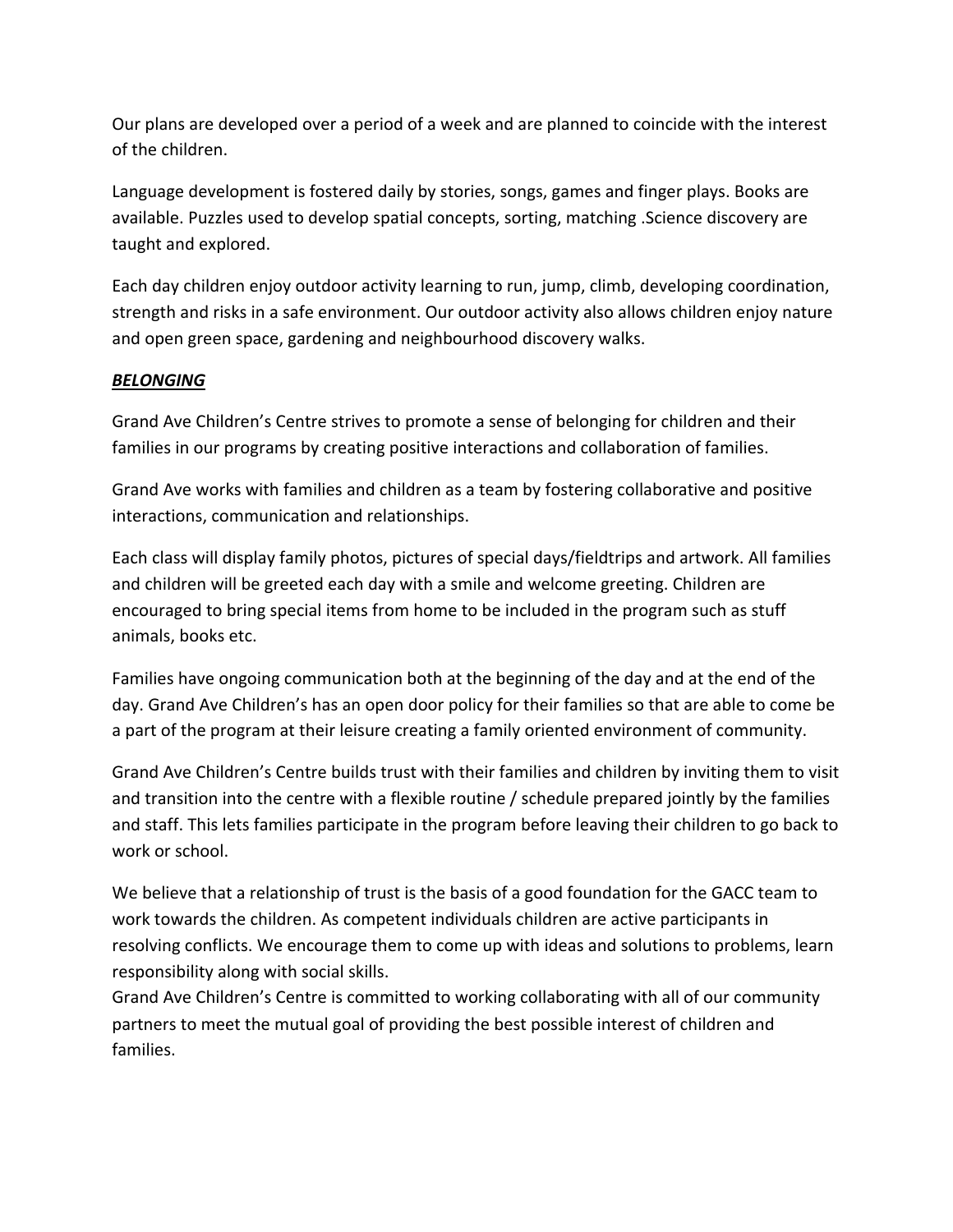Our plans are developed over a period of a week and are planned to coincide with the interest of the children.

Language development is fostered daily by stories, songs, games and finger plays. Books are available. Puzzles used to develop spatial concepts, sorting, matching .Science discovery are taught and explored.

Each day children enjoy outdoor activity learning to run, jump, climb, developing coordination, strength and risks in a safe environment. Our outdoor activity also allows children enjoy nature and open green space, gardening and neighbourhood discovery walks.

***BELONGING***

Grand Ave Children's Centre strives to promote a sense of belonging for children and their families in our programs by creating positive interactions and collaboration of families.

Grand Ave works with families and children as a team by fostering collaborative and positive interactions, communication and relationships.

Each class will display family photos, pictures of special days/fieldtrips and artwork. All families and children will be greeted each day with a smile and welcome greeting. Children are encouraged to bring special items from home to be included in the program such as stuff animals, books etc.

Families have ongoing communication both at the beginning of the day and at the end of the day. Grand Ave Children's has an open door policy for their families so that are able to come be a part of the program at their leisure creating a family oriented environment of community.

Grand Ave Children's Centre builds trust with their families and children by inviting them to visit and transition into the centre with a flexible routine / schedule prepared jointly by the families and staff. This lets families participate in the program before leaving their children to go back to work or school.

We believe that a relationship of trust is the basis of a good foundation for the GACC team to work towards the children. As competent individuals children are active participants in resolving conflicts. We encourage them to come up with ideas and solutions to problems, learn responsibility along with social skills.
Grand Ave Children's Centre is committed to working collaborating with all of our community partners to meet the mutual goal of providing the best possible interest of children and families.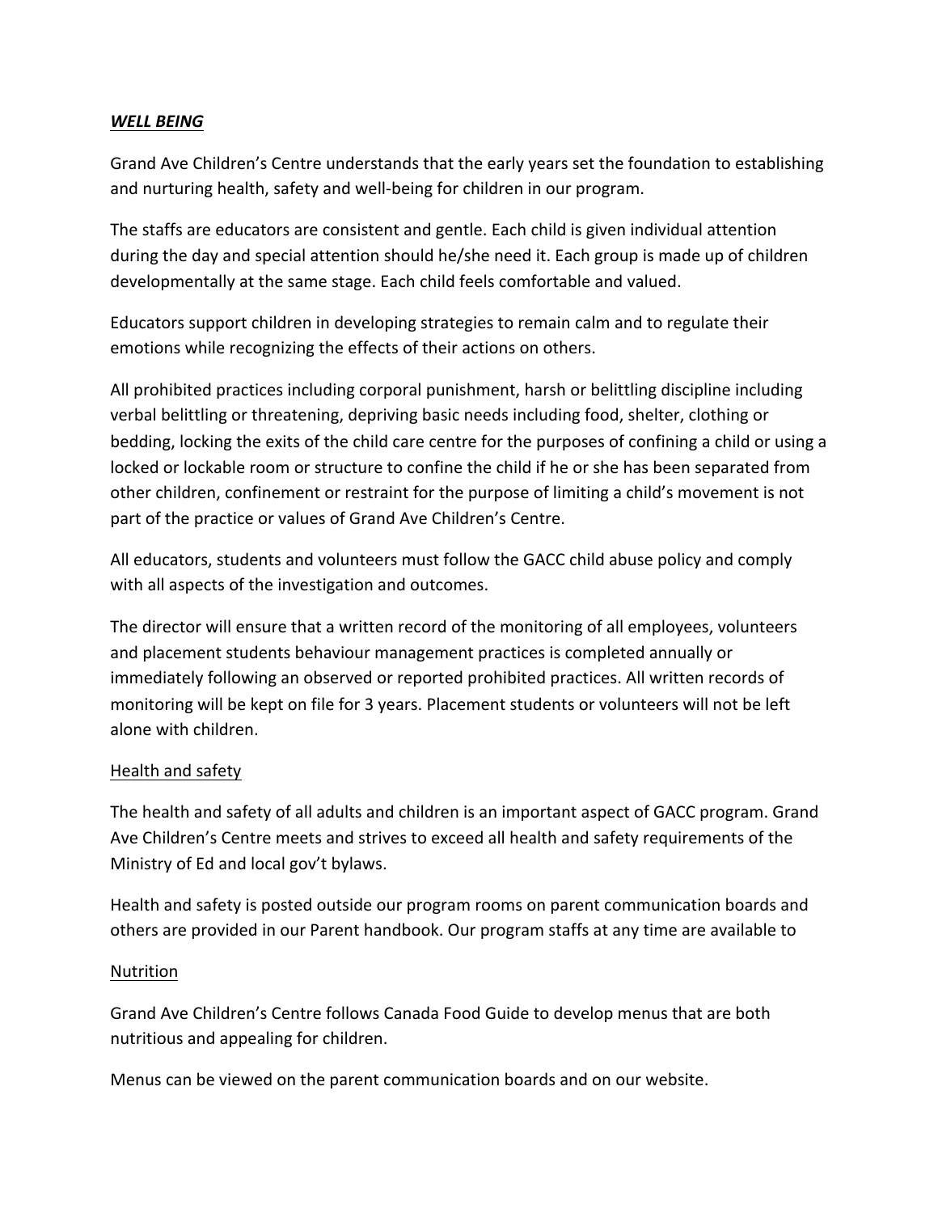***WELL BEING***

Grand Ave Children's Centre understands that the early years set the foundation to establishing and nurturing health, safety and well-being for children in our program.

The staffs are educators are consistent and gentle. Each child is given individual attention during the day and special attention should he/she need it. Each group is made up of children developmentally at the same stage. Each child feels comfortable and valued.

Educators support children in developing strategies to remain calm and to regulate their emotions while recognizing the effects of their actions on others.

All prohibited practices including corporal punishment, harsh or belittling discipline including verbal belittling or threatening, depriving basic needs including food, shelter, clothing or bedding, locking the exits of the child care centre for the purposes of confining a child or using a locked or lockable room or structure to confine the child if he or she has been separated from other children, confinement or restraint for the purpose of limiting a child's movement is not part of the practice or values of Grand Ave Children's Centre.

All educators, students and volunteers must follow the GACC child abuse policy and comply with all aspects of the investigation and outcomes.

The director will ensure that a written record of the monitoring of all employees, volunteers and placement students behaviour management practices is completed annually or immediately following an observed or reported prohibited practices. All written records of monitoring will be kept on file for 3 years. Placement students or volunteers will not be left alone with children.

<u>Health and safety</u>

The health and safety of all adults and children is an important aspect of GACC program. Grand Ave Children's Centre meets and strives to exceed all health and safety requirements of the Ministry of Ed and local gov't bylaws.

Health and safety is posted outside our program rooms on parent communication boards and others are provided in our Parent handbook. Our program staffs at any time are available to

<u>Nutrition</u>

Grand Ave Children's Centre follows Canada Food Guide to develop menus that are both nutritious and appealing for children.

Menus can be viewed on the parent communication boards and on our website.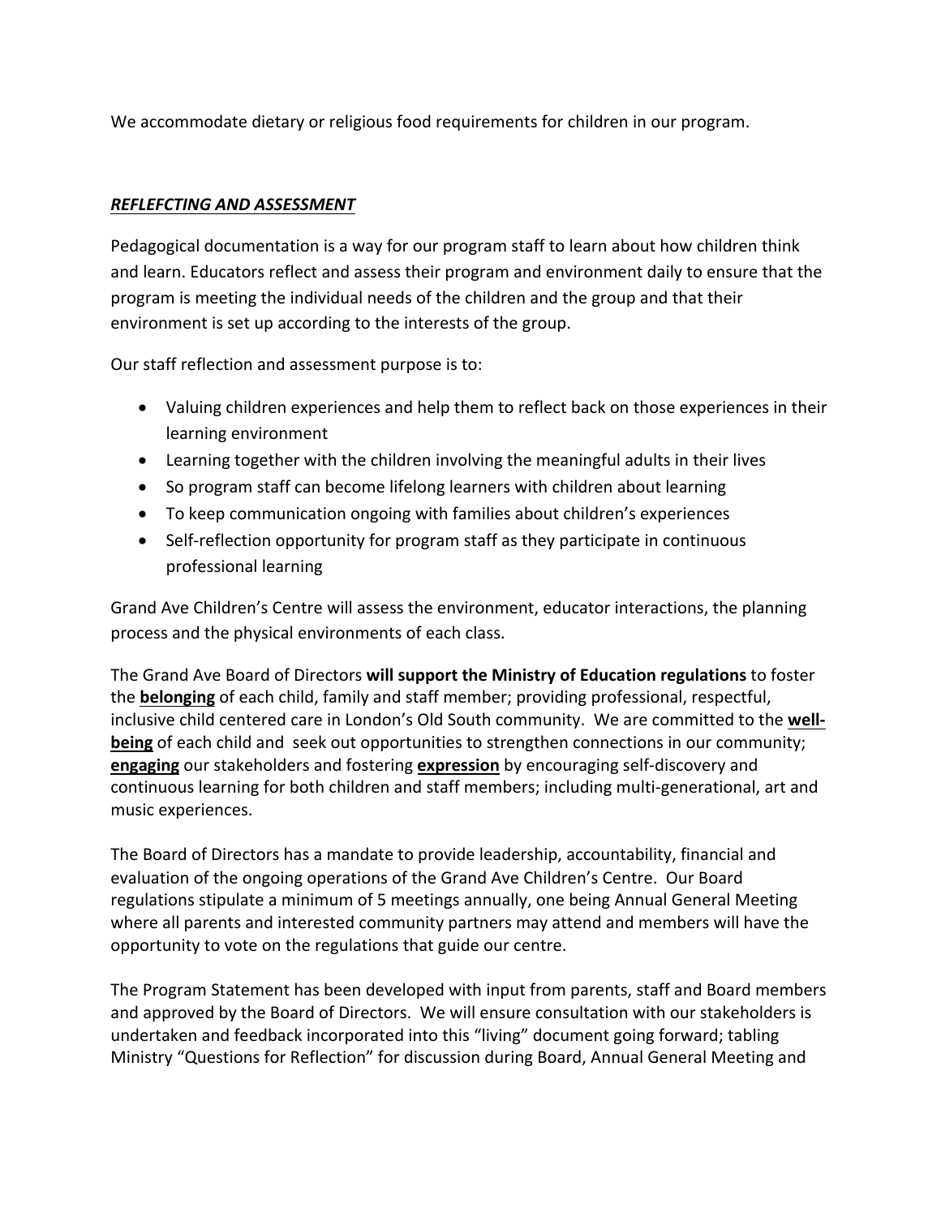We accommodate dietary or religious food requirements for children in our program.

***REFLEFCTING AND ASSESSMENT***

Pedagogical documentation is a way for our program staff to learn about how children think and learn. Educators reflect and assess their program and environment daily to ensure that the program is meeting the individual needs of the children and the group and that their environment is set up according to the interests of the group.

Our staff reflection and assessment purpose is to:

- Valuing children experiences and help them to reflect back on those experiences in their learning environment
- Learning together with the children involving the meaningful adults in their lives
- So program staff can become lifelong learners with children about learning
- To keep communication ongoing with families about children's experiences
- Self-reflection opportunity for program staff as they participate in continuous professional learning

Grand Ave Children's Centre will assess the environment, educator interactions, the planning process and the physical environments of each class.

The Grand Ave Board of Directors **will support the Ministry of Education regulations** to foster the <u>**belonging**</u> of each child, family and staff member; providing professional, respectful, inclusive child centered care in London's Old South community. We are committed to the <u>**well-being**</u> of each child and seek out opportunities to strengthen connections in our community; <u>**engaging**</u> our stakeholders and fostering <u>**expression**</u> by encouraging self-discovery and continuous learning for both children and staff members; including multi-generational, art and music experiences.

The Board of Directors has a mandate to provide leadership, accountability, financial and evaluation of the ongoing operations of the Grand Ave Children's Centre. Our Board regulations stipulate a minimum of 5 meetings annually, one being Annual General Meeting where all parents and interested community partners may attend and members will have the opportunity to vote on the regulations that guide our centre.

The Program Statement has been developed with input from parents, staff and Board members and approved by the Board of Directors. We will ensure consultation with our stakeholders is undertaken and feedback incorporated into this "living" document going forward; tabling Ministry "Questions for Reflection" for discussion during Board, Annual General Meeting and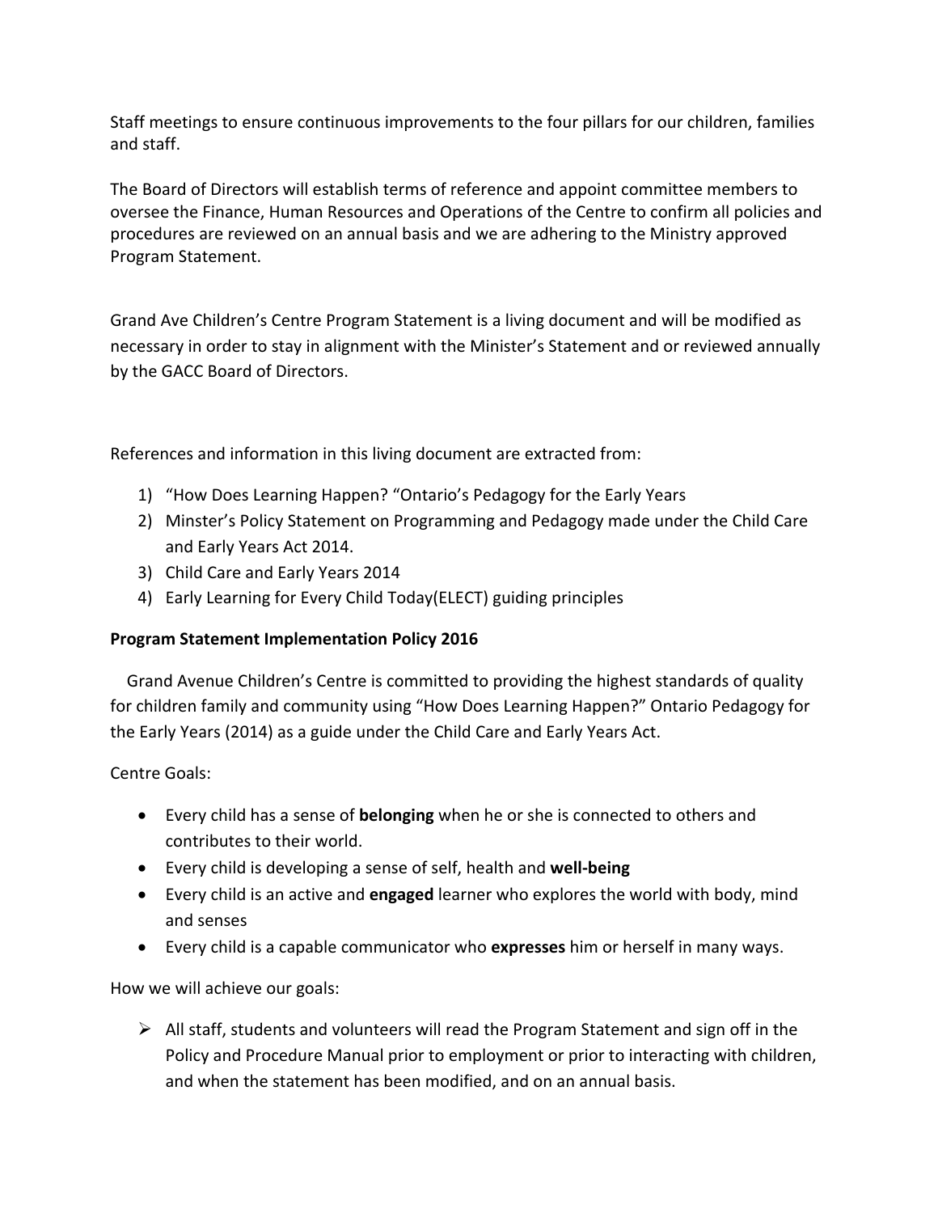Staff meetings to ensure continuous improvements to the four pillars for our children, families and staff.

The Board of Directors will establish terms of reference and appoint committee members to oversee the Finance, Human Resources and Operations of the Centre to confirm all policies and procedures are reviewed on an annual basis and we are adhering to the Ministry approved Program Statement.

Grand Ave Children's Centre Program Statement is a living document and will be modified as necessary in order to stay in alignment with the Minister's Statement and or reviewed annually by the GACC Board of Directors.

References and information in this living document are extracted from:

1) "How Does Learning Happen? "Ontario's Pedagogy for the Early Years
2) Minster's Policy Statement on Programming and Pedagogy made under the Child Care and Early Years Act 2014.
3) Child Care and Early Years 2014
4) Early Learning for Every Child Today(ELECT) guiding principles

**Program Statement Implementation Policy 2016**

Grand Avenue Children's Centre is committed to providing the highest standards of quality for children family and community using "How Does Learning Happen?" Ontario Pedagogy for the Early Years (2014) as a guide under the Child Care and Early Years Act.

Centre Goals:

- Every child has a sense of **belonging** when he or she is connected to others and contributes to their world.
- Every child is developing a sense of self, health and **well-being**
- Every child is an active and **engaged** learner who explores the world with body, mind and senses
- Every child is a capable communicator who **expresses** him or herself in many ways.

How we will achieve our goals:

- All staff, students and volunteers will read the Program Statement and sign off in the Policy and Procedure Manual prior to employment or prior to interacting with children, and when the statement has been modified, and on an annual basis.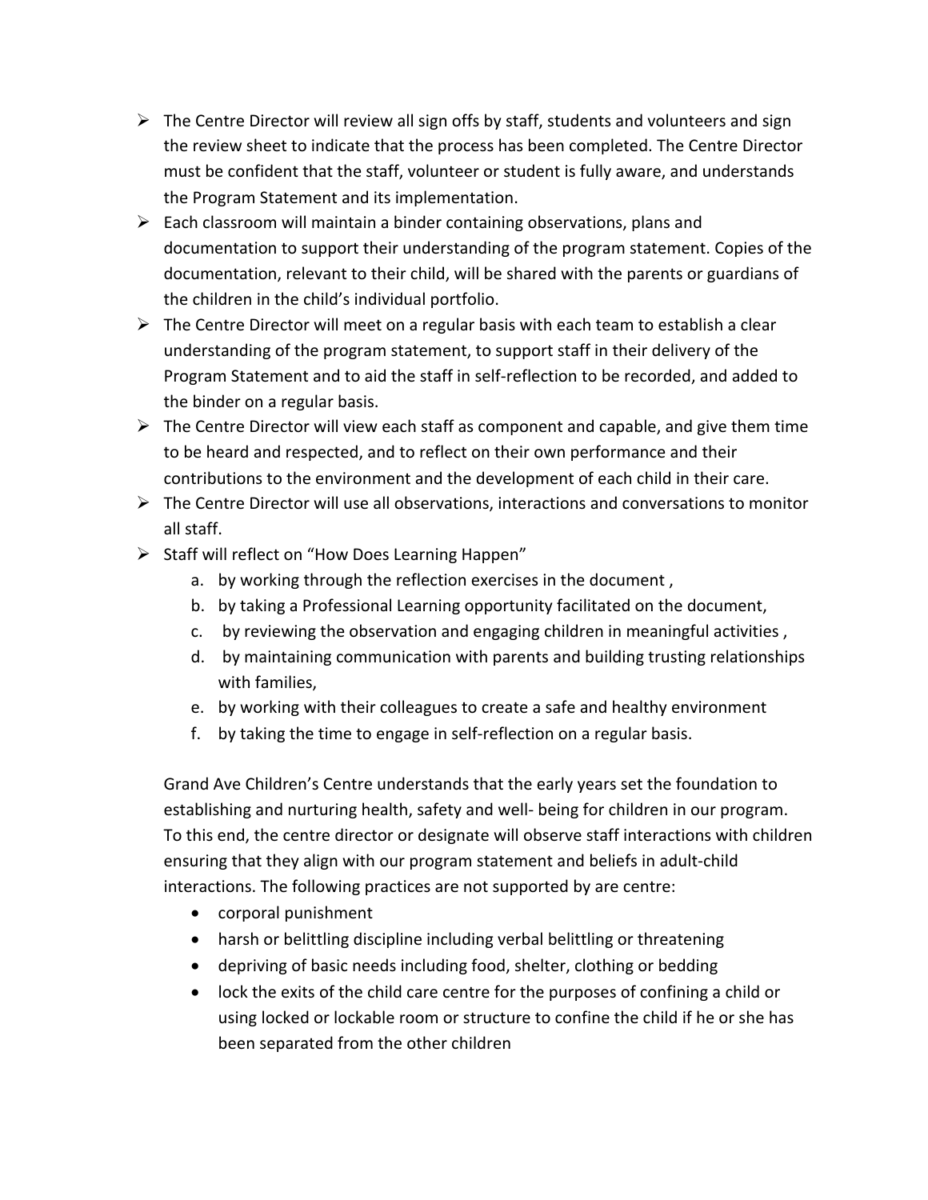- The Centre Director will review all sign offs by staff, students and volunteers and sign the review sheet to indicate that the process has been completed. The Centre Director must be confident that the staff, volunteer or student is fully aware, and understands the Program Statement and its implementation.
- Each classroom will maintain a binder containing observations, plans and documentation to support their understanding of the program statement. Copies of the documentation, relevant to their child, will be shared with the parents or guardians of the children in the child's individual portfolio.
- The Centre Director will meet on a regular basis with each team to establish a clear understanding of the program statement, to support staff in their delivery of the Program Statement and to aid the staff in self-reflection to be recorded, and added to the binder on a regular basis.
- The Centre Director will view each staff as component and capable, and give them time to be heard and respected, and to reflect on their own performance and their contributions to the environment and the development of each child in their care.
- The Centre Director will use all observations, interactions and conversations to monitor all staff.
- Staff will reflect on "How Does Learning Happen"
    a. by working through the reflection exercises in the document ,
    b. by taking a Professional Learning opportunity facilitated on the document,
    c. by reviewing the observation and engaging children in meaningful activities ,
    d. by maintaining communication with parents and building trusting relationships with families,
    e. by working with their colleagues to create a safe and healthy environment
    f. by taking the time to engage in self-reflection on a regular basis.

Grand Ave Children's Centre understands that the early years set the foundation to establishing and nurturing health, safety and well- being for children in our program. To this end, the centre director or designate will observe staff interactions with children ensuring that they align with our program statement and beliefs in adult-child interactions. The following practices are not supported by are centre:

- corporal punishment
- harsh or belittling discipline including verbal belittling or threatening
- depriving of basic needs including food, shelter, clothing or bedding
- lock the exits of the child care centre for the purposes of confining a child or using locked or lockable room or structure to confine the child if he or she has been separated from the other children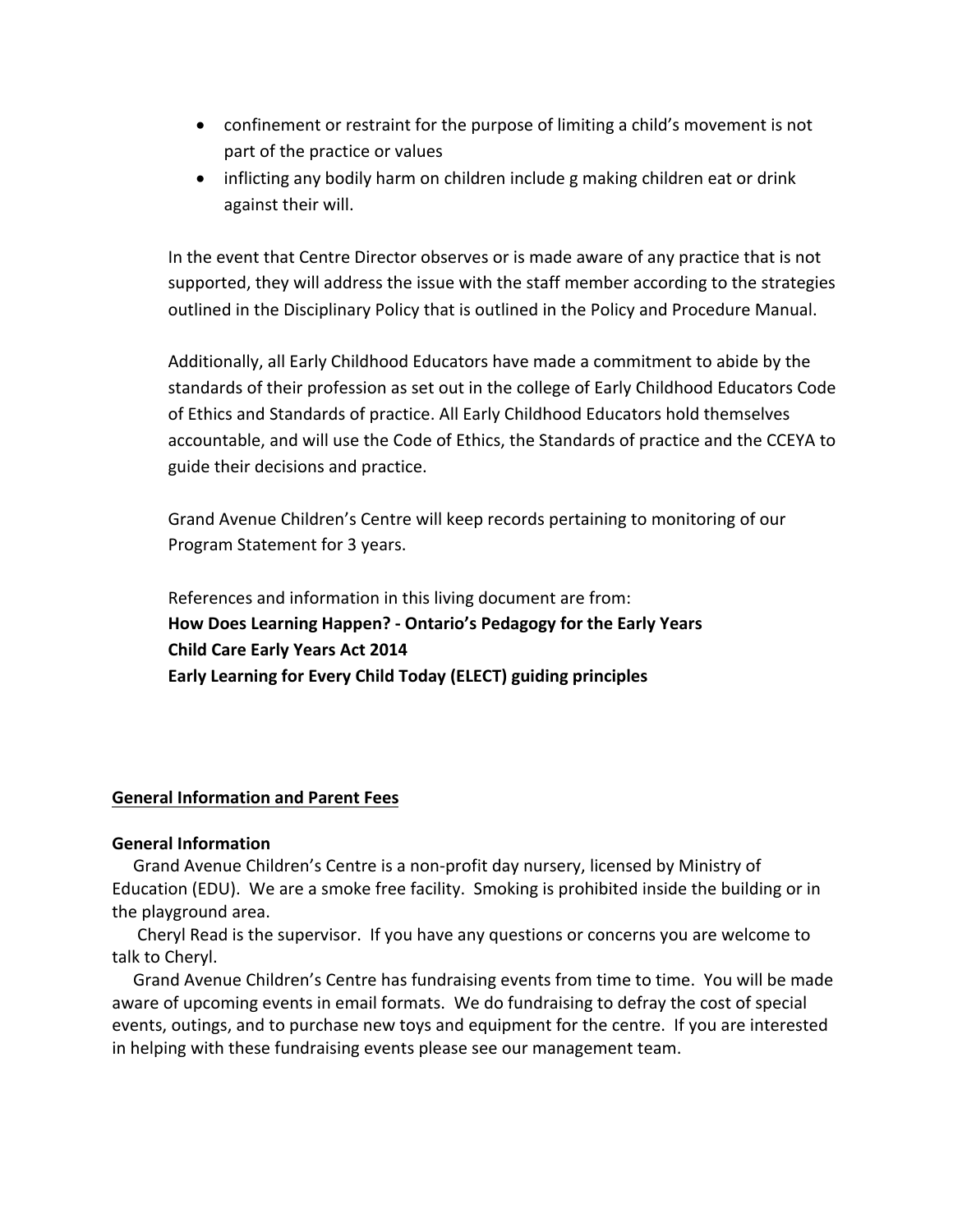- confinement or restraint for the purpose of limiting a child's movement is not part of the practice or values
- inflicting any bodily harm on children include g making children eat or drink against their will.

In the event that Centre Director observes or is made aware of any practice that is not supported, they will address the issue with the staff member according to the strategies outlined in the Disciplinary Policy that is outlined in the Policy and Procedure Manual.

Additionally, all Early Childhood Educators have made a commitment to abide by the standards of their profession as set out in the college of Early Childhood Educators Code of Ethics and Standards of practice. All Early Childhood Educators hold themselves accountable, and will use the Code of Ethics, the Standards of practice and the CCEYA to guide their decisions and practice.

Grand Avenue Children's Centre will keep records pertaining to monitoring of our Program Statement for 3 years.

References and information in this living document are from:
**How Does Learning Happen? - Ontario's Pedagogy for the Early Years**
**Child Care Early Years Act 2014**
**Early Learning for Every Child Today (ELECT) guiding principles**

## General Information and Parent Fees

### General Information

Grand Avenue Children's Centre is a non-profit day nursery, licensed by Ministry of Education (EDU). We are a smoke free facility. Smoking is prohibited inside the building or in the playground area.

Cheryl Read is the supervisor. If you have any questions or concerns you are welcome to talk to Cheryl.

Grand Avenue Children's Centre has fundraising events from time to time. You will be made aware of upcoming events in email formats. We do fundraising to defray the cost of special events, outings, and to purchase new toys and equipment for the centre. If you are interested in helping with these fundraising events please see our management team.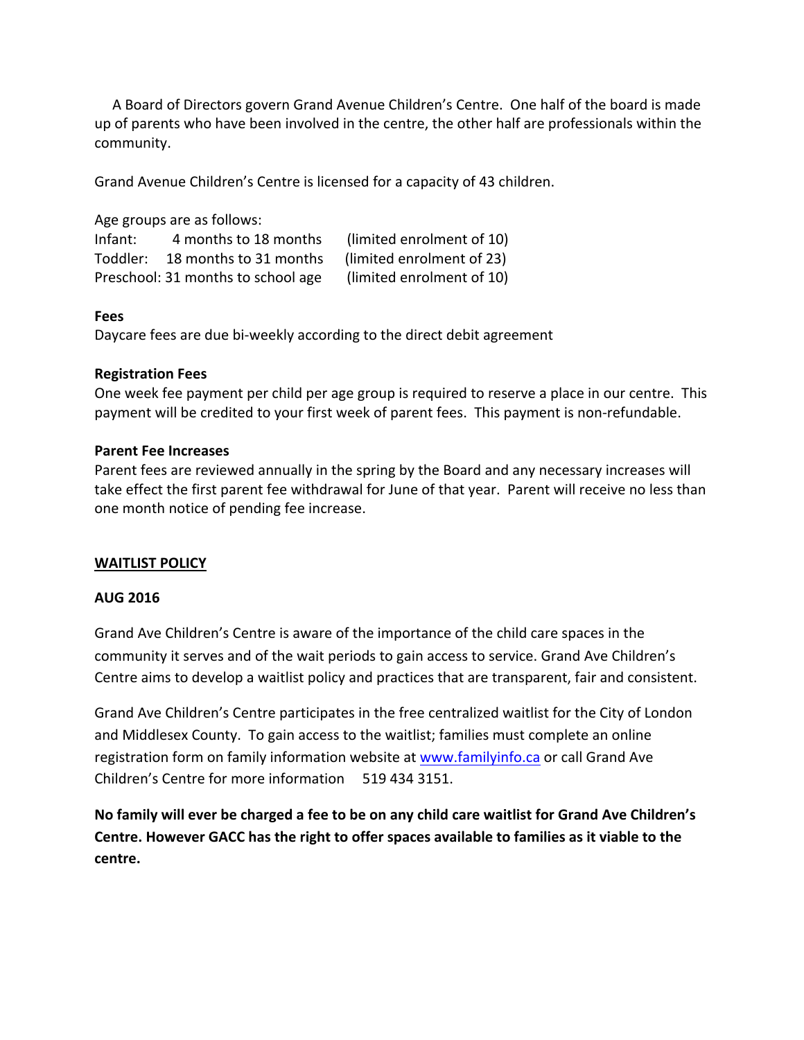A Board of Directors govern Grand Avenue Children's Centre. One half of the board is made up of parents who have been involved in the centre, the other half are professionals within the community.

Grand Avenue Children's Centre is licensed for a capacity of 43 children.

Age groups are as follows:

| | | |
|---|---|---|
| Infant: | 4 months to 18 months | (limited enrolment of 10) |
| Toddler: | 18 months to 31 months | (limited enrolment of 23) |
| Preschool: | 31 months to school age | (limited enrolment of 10) |

**Fees**

Daycare fees are due bi-weekly according to the direct debit agreement

**Registration Fees**

One week fee payment per child per age group is required to reserve a place in our centre. This payment will be credited to your first week of parent fees. This payment is non-refundable.

**Parent Fee Increases**

Parent fees are reviewed annually in the spring by the Board and any necessary increases will take effect the first parent fee withdrawal for June of that year. Parent will receive no less than one month notice of pending fee increase.

## WAITLIST POLICY

**AUG 2016**

Grand Ave Children's Centre is aware of the importance of the child care spaces in the community it serves and of the wait periods to gain access to service. Grand Ave Children's Centre aims to develop a waitlist policy and practices that are transparent, fair and consistent.

Grand Ave Children's Centre participates in the free centralized waitlist for the City of London and Middlesex County. To gain access to the waitlist; families must complete an online registration form on family information website at www.familyinfo.ca or call Grand Ave Children's Centre for more information 519 434 3151.

**No family will ever be charged a fee to be on any child care waitlist for Grand Ave Children's Centre. However GACC has the right to offer spaces available to families as it viable to the centre.**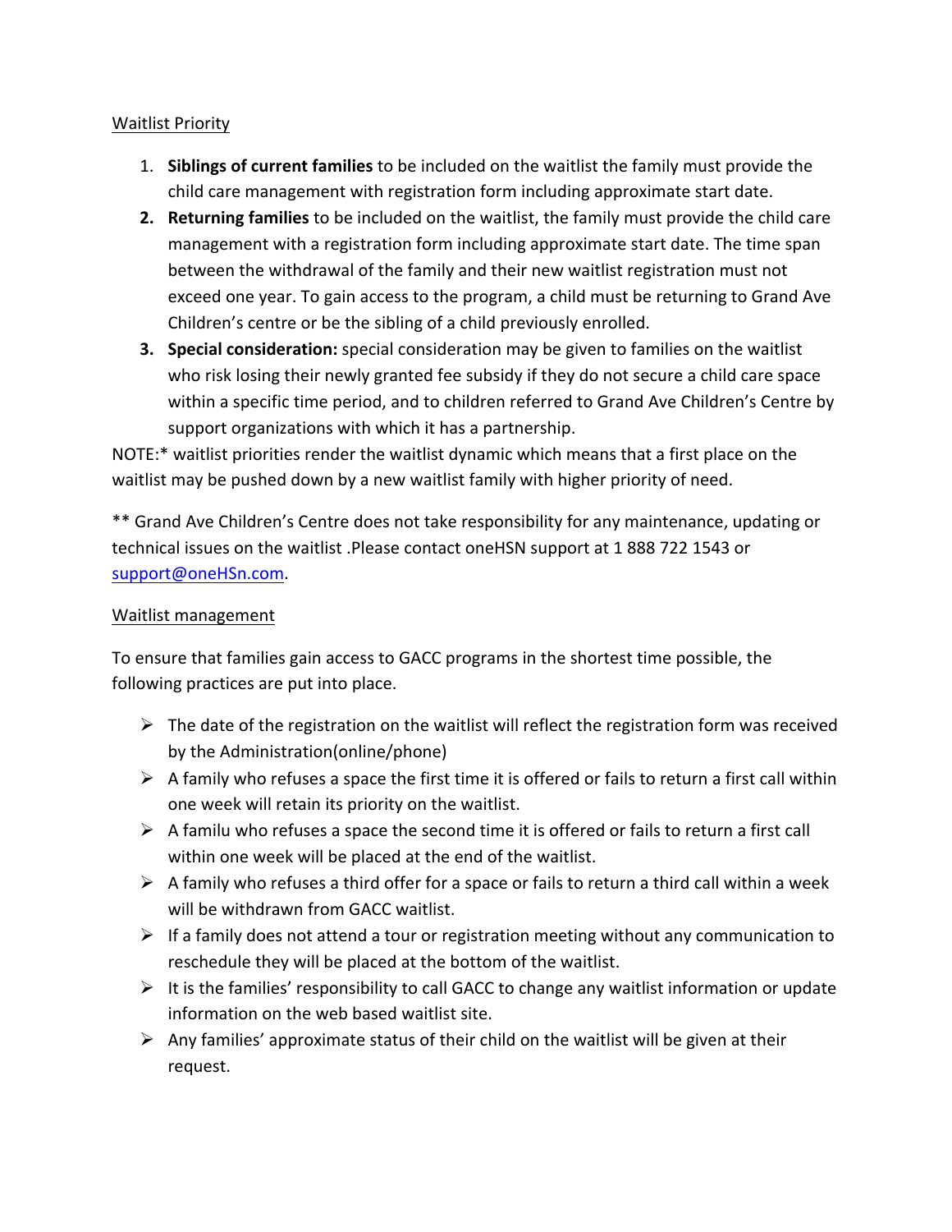<u>Waitlist Priority</u>

1. **Siblings of current families** to be included on the waitlist the family must provide the child care management with registration form including approximate start date.
2. **Returning families** to be included on the waitlist, the family must provide the child care management with a registration form including approximate start date. The time span between the withdrawal of the family and their new waitlist registration must not exceed one year. To gain access to the program, a child must be returning to Grand Ave Children's centre or be the sibling of a child previously enrolled.
3. **Special consideration:** special consideration may be given to families on the waitlist who risk losing their newly granted fee subsidy if they do not secure a child care space within a specific time period, and to children referred to Grand Ave Children's Centre by support organizations with which it has a partnership.

NOTE:* waitlist priorities render the waitlist dynamic which means that a first place on the waitlist may be pushed down by a new waitlist family with higher priority of need.

** Grand Ave Children's Centre does not take responsibility for any maintenance, updating or technical issues on the waitlist .Please contact oneHSN support at 1 888 722 1543 or support@oneHSn.com.

<u>Waitlist management</u>

To ensure that families gain access to GACC programs in the shortest time possible, the following practices are put into place.

- The date of the registration on the waitlist will reflect the registration form was received by the Administration(online/phone)
- A family who refuses a space the first time it is offered or fails to return a first call within one week will retain its priority on the waitlist.
- A familu who refuses a space the second time it is offered or fails to return a first call within one week will be placed at the end of the waitlist.
- A family who refuses a third offer for a space or fails to return a third call within a week will be withdrawn from GACC waitlist.
- If a family does not attend a tour or registration meeting without any communication to reschedule they will be placed at the bottom of the waitlist.
- It is the families' responsibility to call GACC to change any waitlist information or update information on the web based waitlist site.
- Any families' approximate status of their child on the waitlist will be given at their request.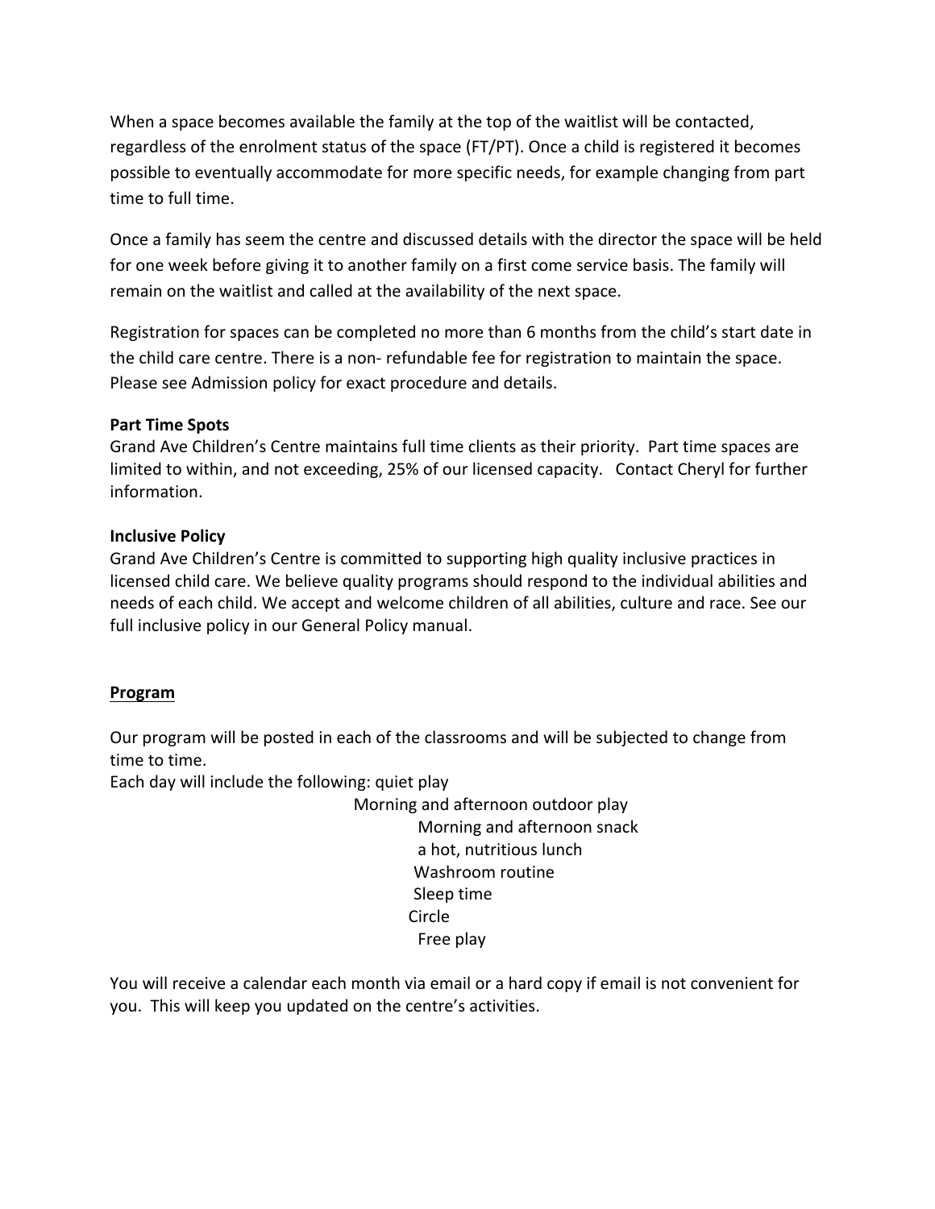When a space becomes available the family at the top of the waitlist will be contacted, regardless of the enrolment status of the space (FT/PT). Once a child is registered it becomes possible to eventually accommodate for more specific needs, for example changing from part time to full time.

Once a family has seem the centre and discussed details with the director the space will be held for one week before giving it to another family on a first come service basis. The family will remain on the waitlist and called at the availability of the next space.

Registration for spaces can be completed no more than 6 months from the child's start date in the child care centre. There is a non- refundable fee for registration to maintain the space. Please see Admission policy for exact procedure and details.

**Part Time Spots**

Grand Ave Children's Centre maintains full time clients as their priority. Part time spaces are limited to within, and not exceeding, 25% of our licensed capacity. Contact Cheryl for further information.

**Inclusive Policy**

Grand Ave Children's Centre is committed to supporting high quality inclusive practices in licensed child care. We believe quality programs should respond to the individual abilities and needs of each child. We accept and welcome children of all abilities, culture and race. See our full inclusive policy in our General Policy manual.

**Program**

Our program will be posted in each of the classrooms and will be subjected to change from time to time.

Each day will include the following:
- quiet play
- Morning and afternoon outdoor play
- Morning and afternoon snack
- a hot, nutritious lunch
- Washroom routine
- Sleep time
- Circle
- Free play

You will receive a calendar each month via email or a hard copy if email is not convenient for you. This will keep you updated on the centre's activities.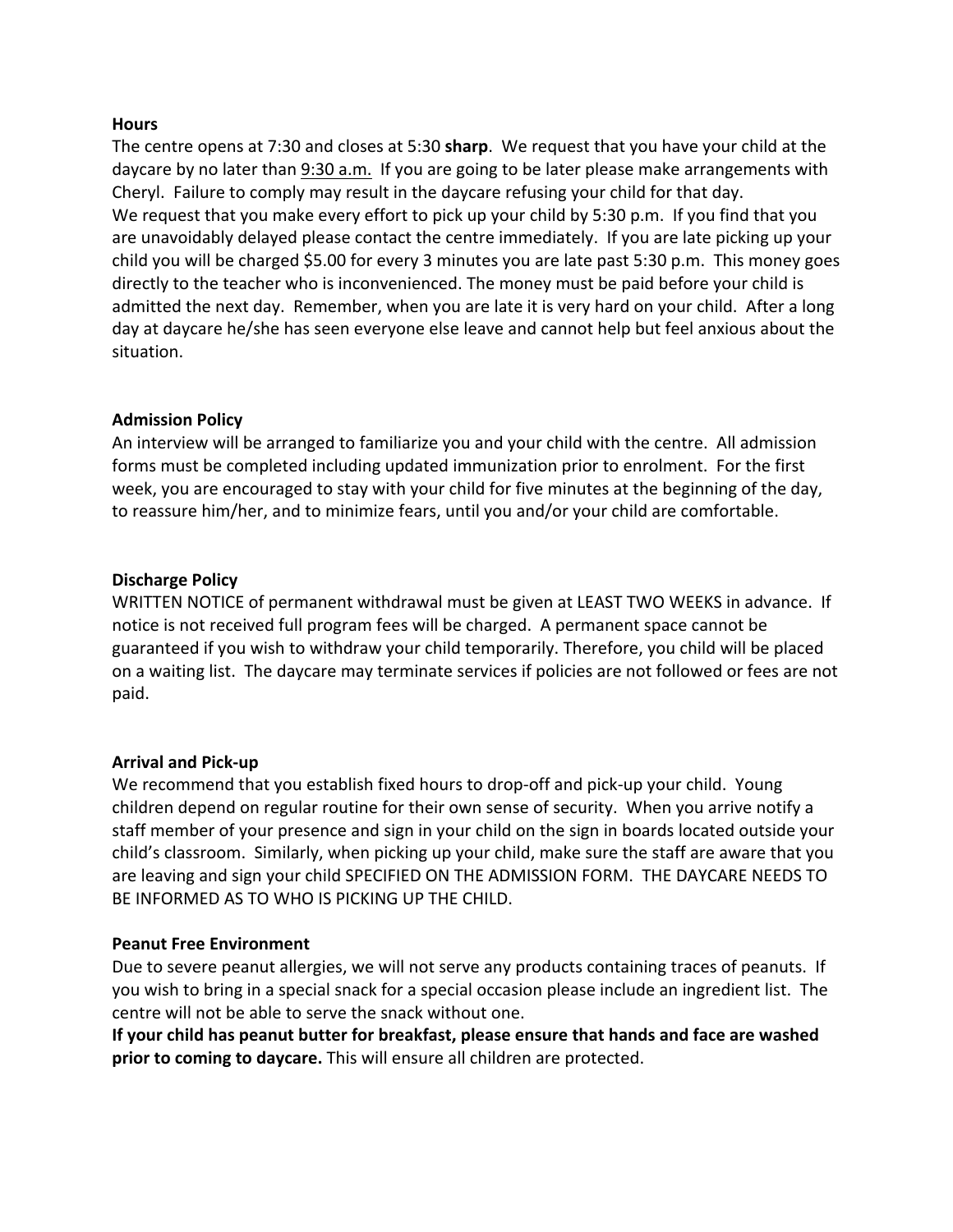**Hours**

The centre opens at 7:30 and closes at 5:30 **sharp**. We request that you have your child at the daycare by no later than <u>9:30 a.m.</u> If you are going to be later please make arrangements with Cheryl. Failure to comply may result in the daycare refusing your child for that day.
We request that you make every effort to pick up your child by 5:30 p.m. If you find that you are unavoidably delayed please contact the centre immediately. If you are late picking up your child you will be charged $5.00 for every 3 minutes you are late past 5:30 p.m. This money goes directly to the teacher who is inconvenienced. The money must be paid before your child is admitted the next day. Remember, when you are late it is very hard on your child. After a long day at daycare he/she has seen everyone else leave and cannot help but feel anxious about the situation.

**Admission Policy**

An interview will be arranged to familiarize you and your child with the centre. All admission forms must be completed including updated immunization prior to enrolment. For the first week, you are encouraged to stay with your child for five minutes at the beginning of the day, to reassure him/her, and to minimize fears, until you and/or your child are comfortable.

**Discharge Policy**

WRITTEN NOTICE of permanent withdrawal must be given at LEAST TWO WEEKS in advance. If notice is not received full program fees will be charged. A permanent space cannot be guaranteed if you wish to withdraw your child temporarily. Therefore, you child will be placed on a waiting list. The daycare may terminate services if policies are not followed or fees are not paid.

**Arrival and Pick-up**

We recommend that you establish fixed hours to drop-off and pick-up your child. Young children depend on regular routine for their own sense of security. When you arrive notify a staff member of your presence and sign in your child on the sign in boards located outside your child's classroom. Similarly, when picking up your child, make sure the staff are aware that you are leaving and sign your child SPECIFIED ON THE ADMISSION FORM. THE DAYCARE NEEDS TO BE INFORMED AS TO WHO IS PICKING UP THE CHILD.

**Peanut Free Environment**

Due to severe peanut allergies, we will not serve any products containing traces of peanuts. If you wish to bring in a special snack for a special occasion please include an ingredient list. The centre will not be able to serve the snack without one.
**If your child has peanut butter for breakfast, please ensure that hands and face are washed prior to coming to daycare.** This will ensure all children are protected.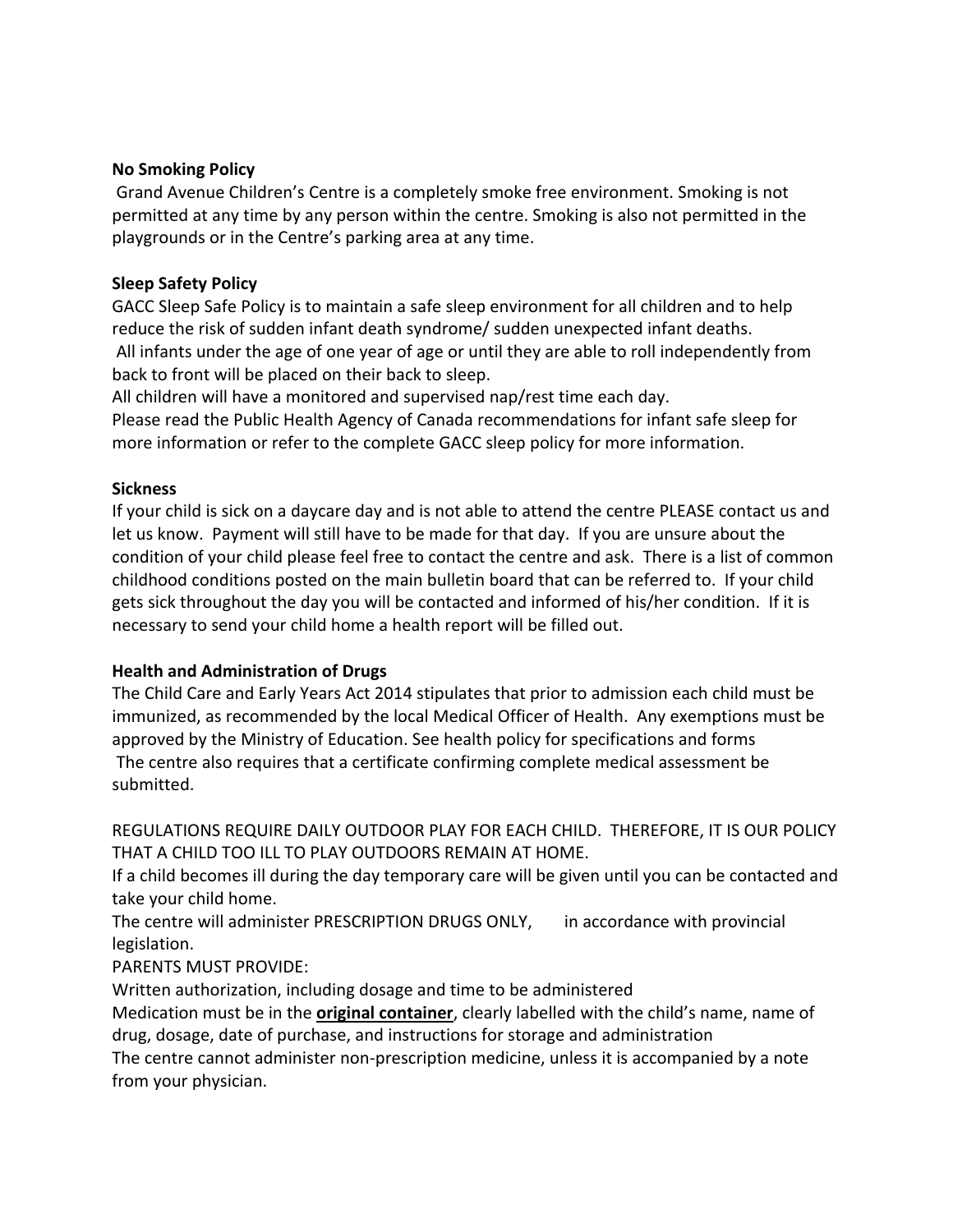**No Smoking Policy**

Grand Avenue Children's Centre is a completely smoke free environment. Smoking is not permitted at any time by any person within the centre. Smoking is also not permitted in the playgrounds or in the Centre's parking area at any time.

**Sleep Safety Policy**

GACC Sleep Safe Policy is to maintain a safe sleep environment for all children and to help reduce the risk of sudden infant death syndrome/ sudden unexpected infant deaths.

All infants under the age of one year of age or until they are able to roll independently from back to front will be placed on their back to sleep.

All children will have a monitored and supervised nap/rest time each day.

Please read the Public Health Agency of Canada recommendations for infant safe sleep for more information or refer to the complete GACC sleep policy for more information.

**Sickness**

If your child is sick on a daycare day and is not able to attend the centre PLEASE contact us and let us know. Payment will still have to be made for that day. If you are unsure about the condition of your child please feel free to contact the centre and ask. There is a list of common childhood conditions posted on the main bulletin board that can be referred to. If your child gets sick throughout the day you will be contacted and informed of his/her condition. If it is necessary to send your child home a health report will be filled out.

**Health and Administration of Drugs**

The Child Care and Early Years Act 2014 stipulates that prior to admission each child must be immunized, as recommended by the local Medical Officer of Health. Any exemptions must be approved by the Ministry of Education. See health policy for specifications and forms

The centre also requires that a certificate confirming complete medical assessment be submitted.

REGULATIONS REQUIRE DAILY OUTDOOR PLAY FOR EACH CHILD. THEREFORE, IT IS OUR POLICY THAT A CHILD TOO ILL TO PLAY OUTDOORS REMAIN AT HOME.

If a child becomes ill during the day temporary care will be given until you can be contacted and take your child home.

The centre will administer PRESCRIPTION DRUGS ONLY, in accordance with provincial legislation.

PARENTS MUST PROVIDE:

Written authorization, including dosage and time to be administered

Medication must be in the **original container**, clearly labelled with the child's name, name of drug, dosage, date of purchase, and instructions for storage and administration

The centre cannot administer non-prescription medicine, unless it is accompanied by a note from your physician.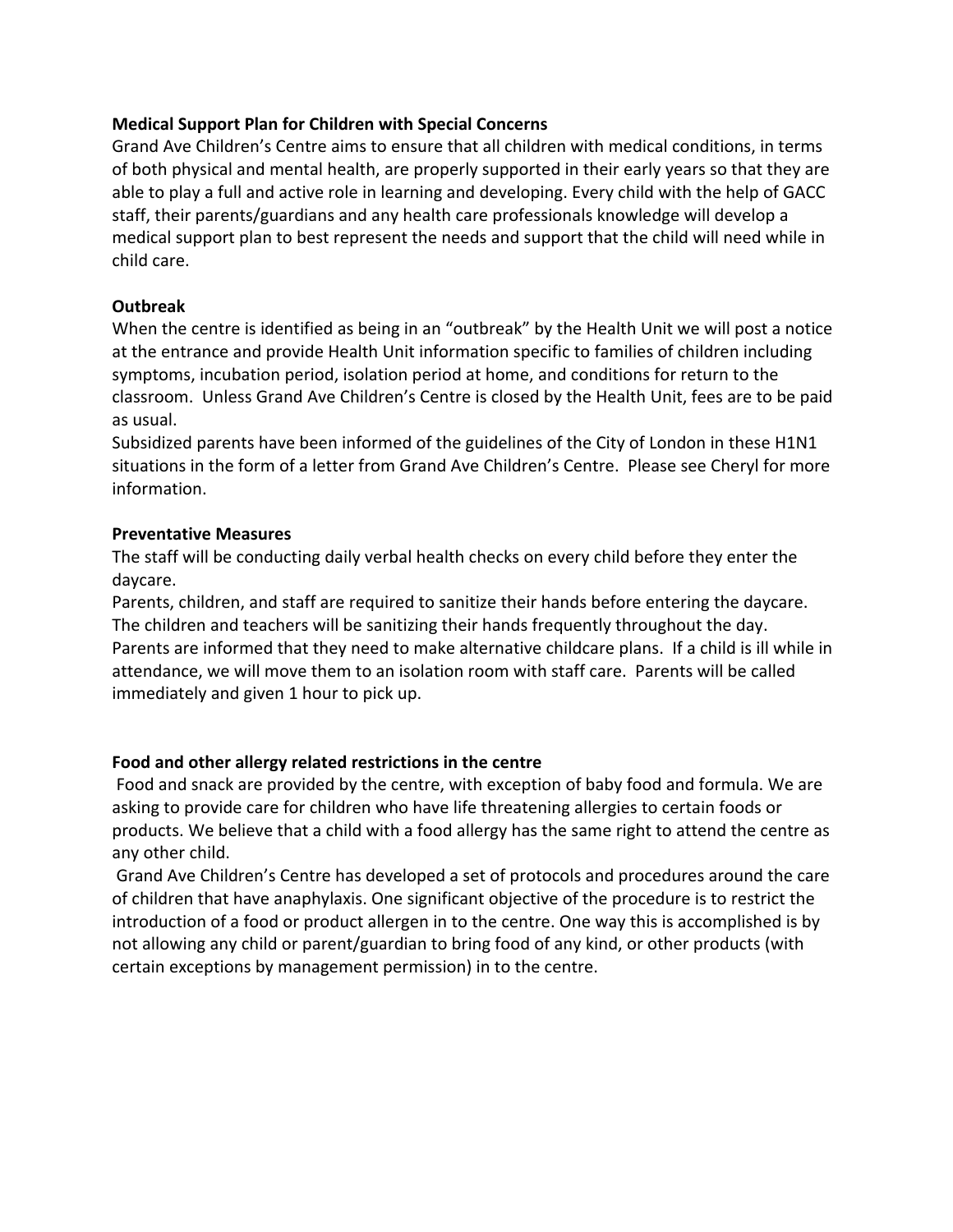**Medical Support Plan for Children with Special Concerns**

Grand Ave Children's Centre aims to ensure that all children with medical conditions, in terms of both physical and mental health, are properly supported in their early years so that they are able to play a full and active role in learning and developing. Every child with the help of GACC staff, their parents/guardians and any health care professionals knowledge will develop a medical support plan to best represent the needs and support that the child will need while in child care.

**Outbreak**

When the centre is identified as being in an "outbreak" by the Health Unit we will post a notice at the entrance and provide Health Unit information specific to families of children including symptoms, incubation period, isolation period at home, and conditions for return to the classroom. Unless Grand Ave Children's Centre is closed by the Health Unit, fees are to be paid as usual.

Subsidized parents have been informed of the guidelines of the City of London in these H1N1 situations in the form of a letter from Grand Ave Children's Centre. Please see Cheryl for more information.

**Preventative Measures**

The staff will be conducting daily verbal health checks on every child before they enter the daycare.

Parents, children, and staff are required to sanitize their hands before entering the daycare.

The children and teachers will be sanitizing their hands frequently throughout the day.

Parents are informed that they need to make alternative childcare plans. If a child is ill while in attendance, we will move them to an isolation room with staff care. Parents will be called immediately and given 1 hour to pick up.

**Food and other allergy related restrictions in the centre**

Food and snack are provided by the centre, with exception of baby food and formula. We are asking to provide care for children who have life threatening allergies to certain foods or products. We believe that a child with a food allergy has the same right to attend the centre as any other child.

Grand Ave Children's Centre has developed a set of protocols and procedures around the care of children that have anaphylaxis. One significant objective of the procedure is to restrict the introduction of a food or product allergen in to the centre. One way this is accomplished is by not allowing any child or parent/guardian to bring food of any kind, or other products (with certain exceptions by management permission) in to the centre.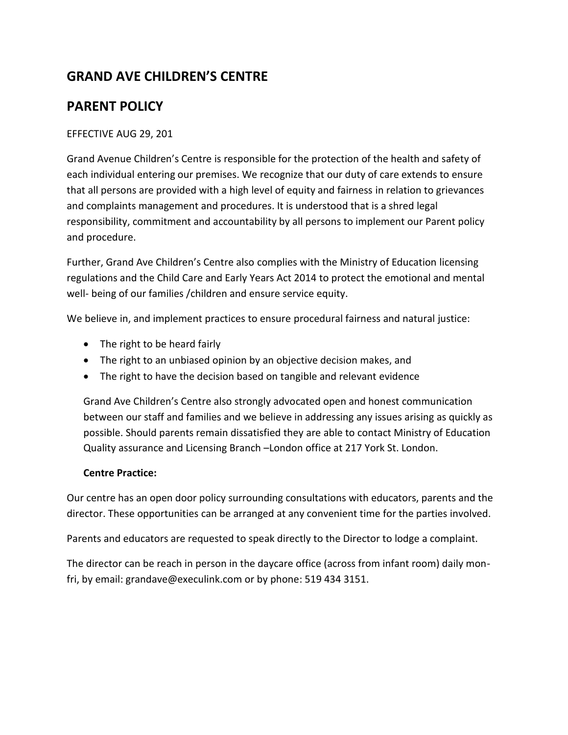## GRAND AVE CHILDREN'S CENTRE

## PARENT POLICY

EFFECTIVE AUG 29, 201

Grand Avenue Children's Centre is responsible for the protection of the health and safety of each individual entering our premises. We recognize that our duty of care extends to ensure that all persons are provided with a high level of equity and fairness in relation to grievances and complaints management and procedures. It is understood that is a shred legal responsibility, commitment and accountability by all persons to implement our Parent policy and procedure.

Further, Grand Ave Children's Centre also complies with the Ministry of Education licensing regulations and the Child Care and Early Years Act 2014 to protect the emotional and mental well- being of our families /children and ensure service equity.

We believe in, and implement practices to ensure procedural fairness and natural justice:

- The right to be heard fairly
- The right to an unbiased opinion by an objective decision makes, and
- The right to have the decision based on tangible and relevant evidence

Grand Ave Children's Centre also strongly advocated open and honest communication between our staff and families and we believe in addressing any issues arising as quickly as possible. Should parents remain dissatisfied they are able to contact Ministry of Education Quality assurance and Licensing Branch –London office at 217 York St. London.

**Centre Practice:**

Our centre has an open door policy surrounding consultations with educators, parents and the director. These opportunities can be arranged at any convenient time for the parties involved.

Parents and educators are requested to speak directly to the Director to lodge a complaint.

The director can be reach in person in the daycare office (across from infant room) daily mon-fri, by email: grandave@execulink.com or by phone: 519 434 3151.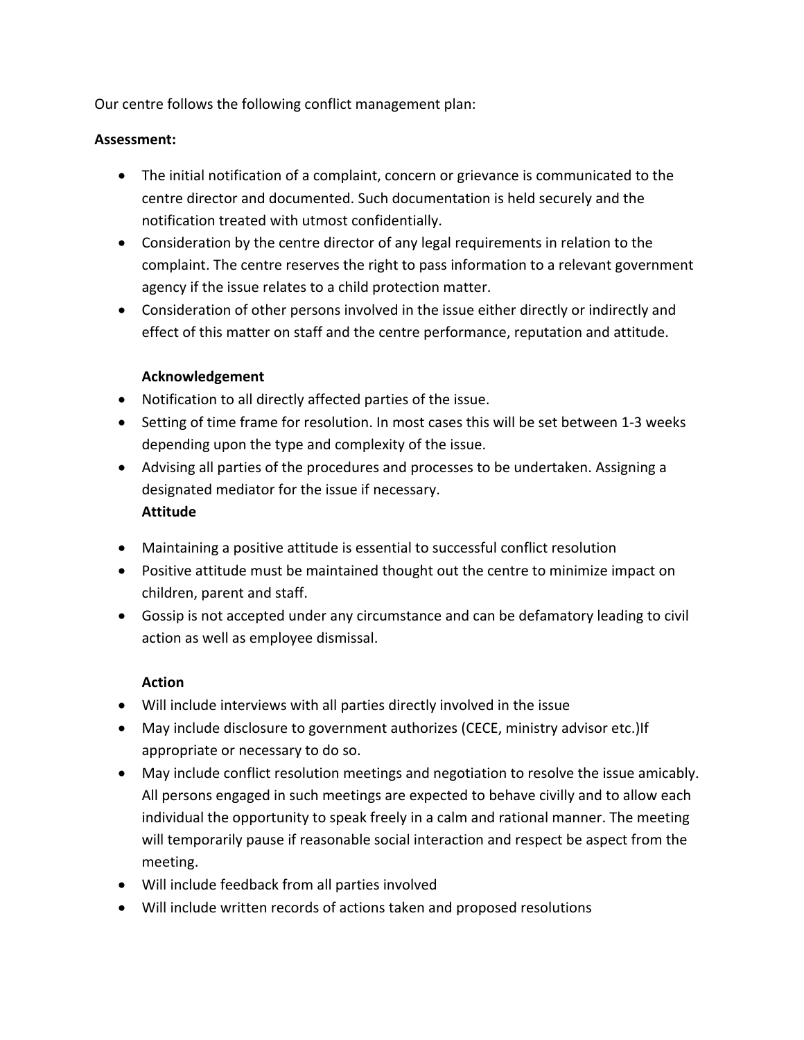Our centre follows the following conflict management plan:

**Assessment:**

- The initial notification of a complaint, concern or grievance is communicated to the centre director and documented. Such documentation is held securely and the notification treated with utmost confidentially.
- Consideration by the centre director of any legal requirements in relation to the complaint. The centre reserves the right to pass information to a relevant government agency if the issue relates to a child protection matter.
- Consideration of other persons involved in the issue either directly or indirectly and effect of this matter on staff and the centre performance, reputation and attitude.

**Acknowledgement**

- Notification to all directly affected parties of the issue.
- Setting of time frame for resolution. In most cases this will be set between 1-3 weeks depending upon the type and complexity of the issue.
- Advising all parties of the procedures and processes to be undertaken. Assigning a designated mediator for the issue if necessary.

**Attitude**

- Maintaining a positive attitude is essential to successful conflict resolution
- Positive attitude must be maintained thought out the centre to minimize impact on children, parent and staff.
- Gossip is not accepted under any circumstance and can be defamatory leading to civil action as well as employee dismissal.

**Action**

- Will include interviews with all parties directly involved in the issue
- May include disclosure to government authorizes (CECE, ministry advisor etc.)If appropriate or necessary to do so.
- May include conflict resolution meetings and negotiation to resolve the issue amicably. All persons engaged in such meetings are expected to behave civilly and to allow each individual the opportunity to speak freely in a calm and rational manner. The meeting will temporarily pause if reasonable social interaction and respect be aspect from the meeting.
- Will include feedback from all parties involved
- Will include written records of actions taken and proposed resolutions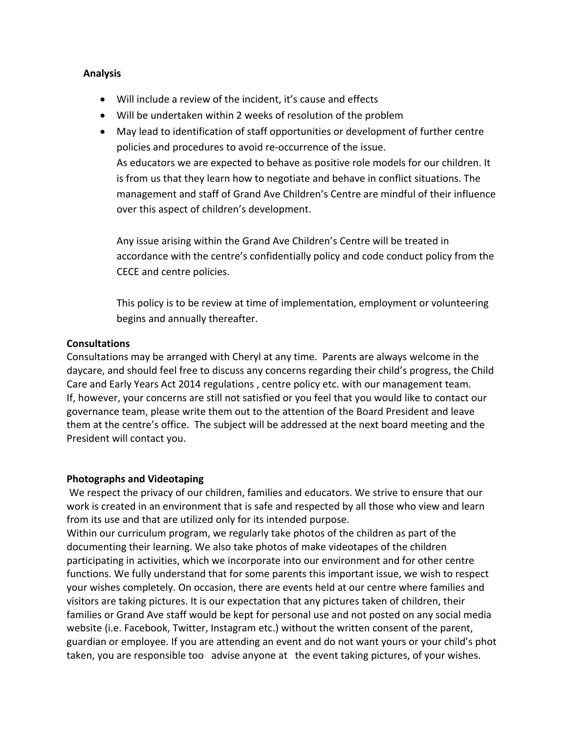**Analysis**

- Will include a review of the incident, it's cause and effects
- Will be undertaken within 2 weeks of resolution of the problem
- May lead to identification of staff opportunities or development of further centre policies and procedures to avoid re-occurrence of the issue.

  As educators we are expected to behave as positive role models for our children. It is from us that they learn how to negotiate and behave in conflict situations. The management and staff of Grand Ave Children's Centre are mindful of their influence over this aspect of children's development.

  Any issue arising within the Grand Ave Children's Centre will be treated in accordance with the centre's confidentially policy and code conduct policy from the CECE and centre policies.

  This policy is to be review at time of implementation, employment or volunteering begins and annually thereafter.

**Consultations**

Consultations may be arranged with Cheryl at any time. Parents are always welcome in the daycare, and should feel free to discuss any concerns regarding their child's progress, the Child Care and Early Years Act 2014 regulations , centre policy etc. with our management team. If, however, your concerns are still not satisfied or you feel that you would like to contact our governance team, please write them out to the attention of the Board President and leave them at the centre's office. The subject will be addressed at the next board meeting and the President will contact you.

**Photographs and Videotaping**

We respect the privacy of our children, families and educators. We strive to ensure that our work is created in an environment that is safe and respected by all those who view and learn from its use and that are utilized only for its intended purpose.
Within our curriculum program, we regularly take photos of the children as part of the documenting their learning. We also take photos of make videotapes of the children participating in activities, which we incorporate into our environment and for other centre functions. We fully understand that for some parents this important issue, we wish to respect your wishes completely. On occasion, there are events held at our centre where families and visitors are taking pictures. It is our expectation that any pictures taken of children, their families or Grand Ave staff would be kept for personal use and not posted on any social media website (i.e. Facebook, Twitter, Instagram etc.) without the written consent of the parent, guardian or employee. If you are attending an event and do not want yours or your child's phot taken, you are responsible too advise anyone at the event taking pictures, of your wishes.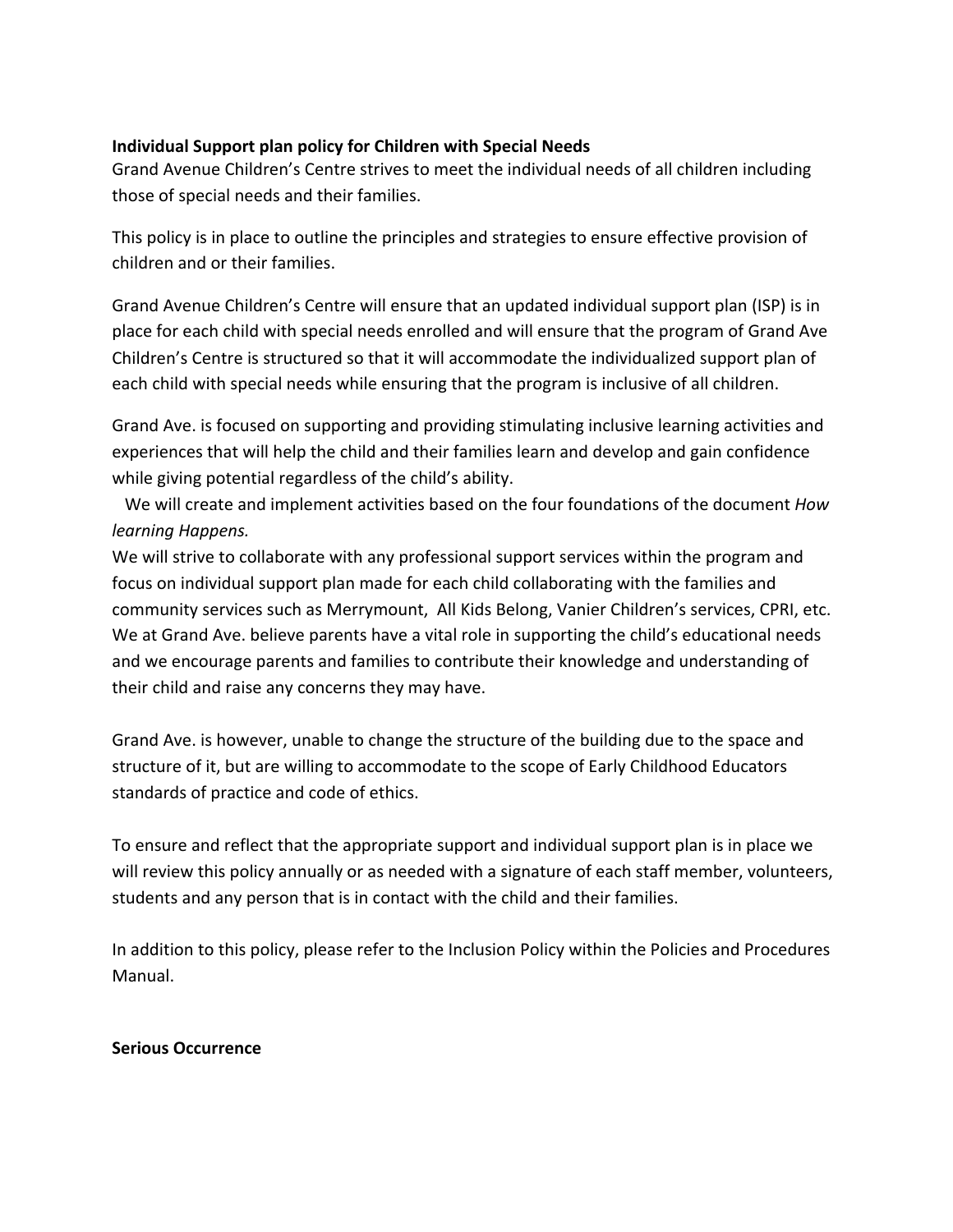**Individual Support plan policy for Children with Special Needs**

Grand Avenue Children's Centre strives to meet the individual needs of all children including those of special needs and their families.

This policy is in place to outline the principles and strategies to ensure effective provision of children and or their families.

Grand Avenue Children's Centre will ensure that an updated individual support plan (ISP) is in place for each child with special needs enrolled and will ensure that the program of Grand Ave Children's Centre is structured so that it will accommodate the individualized support plan of each child with special needs while ensuring that the program is inclusive of all children.

Grand Ave. is focused on supporting and providing stimulating inclusive learning activities and experiences that will help the child and their families learn and develop and gain confidence while giving potential regardless of the child's ability.

We will create and implement activities based on the four foundations of the document *How learning Happens.*

We will strive to collaborate with any professional support services within the program and focus on individual support plan made for each child collaborating with the families and community services such as Merrymount, All Kids Belong, Vanier Children's services, CPRI, etc. We at Grand Ave. believe parents have a vital role in supporting the child's educational needs and we encourage parents and families to contribute their knowledge and understanding of their child and raise any concerns they may have.

Grand Ave. is however, unable to change the structure of the building due to the space and structure of it, but are willing to accommodate to the scope of Early Childhood Educators standards of practice and code of ethics.

To ensure and reflect that the appropriate support and individual support plan is in place we will review this policy annually or as needed with a signature of each staff member, volunteers, students and any person that is in contact with the child and their families.

In addition to this policy, please refer to the Inclusion Policy within the Policies and Procedures Manual.

**Serious Occurrence**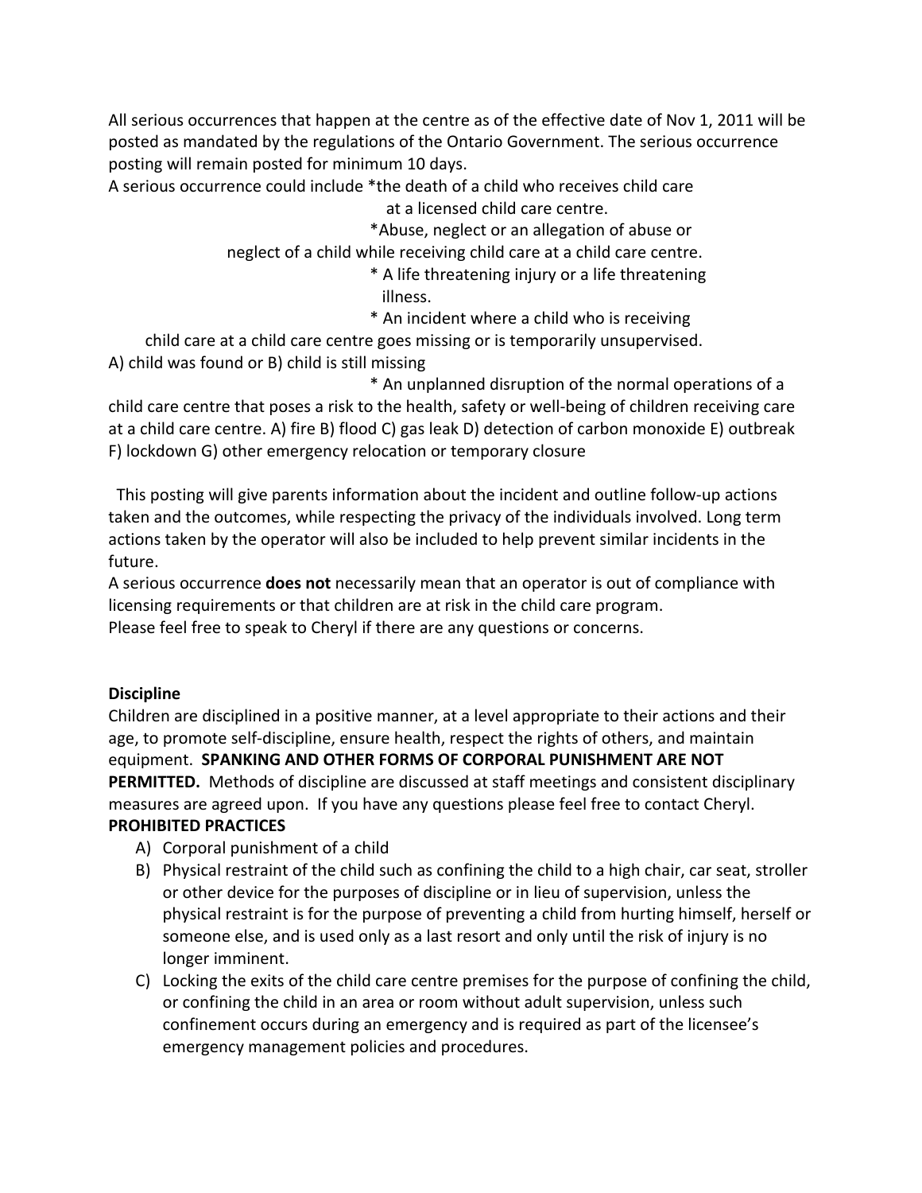All serious occurrences that happen at the centre as of the effective date of Nov 1, 2011 will be posted as mandated by the regulations of the Ontario Government. The serious occurrence posting will remain posted for minimum 10 days.

A serious occurrence could include *the death of a child who receives child care at a licensed child care centre.

*Abuse, neglect or an allegation of abuse or neglect of a child while receiving child care at a child care centre.

* A life threatening injury or a life threatening illness.

* An incident where a child who is receiving child care at a child care centre goes missing or is temporarily unsupervised. A) child was found or B) child is still missing

* An unplanned disruption of the normal operations of a child care centre that poses a risk to the health, safety or well-being of children receiving care at a child care centre. A) fire B) flood C) gas leak D) detection of carbon monoxide E) outbreak F) lockdown G) other emergency relocation or temporary closure

This posting will give parents information about the incident and outline follow-up actions taken and the outcomes, while respecting the privacy of the individuals involved. Long term actions taken by the operator will also be included to help prevent similar incidents in the future.

A serious occurrence **does not** necessarily mean that an operator is out of compliance with licensing requirements or that children are at risk in the child care program.

Please feel free to speak to Cheryl if there are any questions or concerns.

**Discipline**

Children are disciplined in a positive manner, at a level appropriate to their actions and their age, to promote self-discipline, ensure health, respect the rights of others, and maintain equipment. **SPANKING AND OTHER FORMS OF CORPORAL PUNISHMENT ARE NOT PERMITTED.** Methods of discipline are discussed at staff meetings and consistent disciplinary measures are agreed upon. If you have any questions please feel free to contact Cheryl.

**PROHIBITED PRACTICES**

A) Corporal punishment of a child
B) Physical restraint of the child such as confining the child to a high chair, car seat, stroller or other device for the purposes of discipline or in lieu of supervision, unless the physical restraint is for the purpose of preventing a child from hurting himself, herself or someone else, and is used only as a last resort and only until the risk of injury is no longer imminent.
C) Locking the exits of the child care centre premises for the purpose of confining the child, or confining the child in an area or room without adult supervision, unless such confinement occurs during an emergency and is required as part of the licensee's emergency management policies and procedures.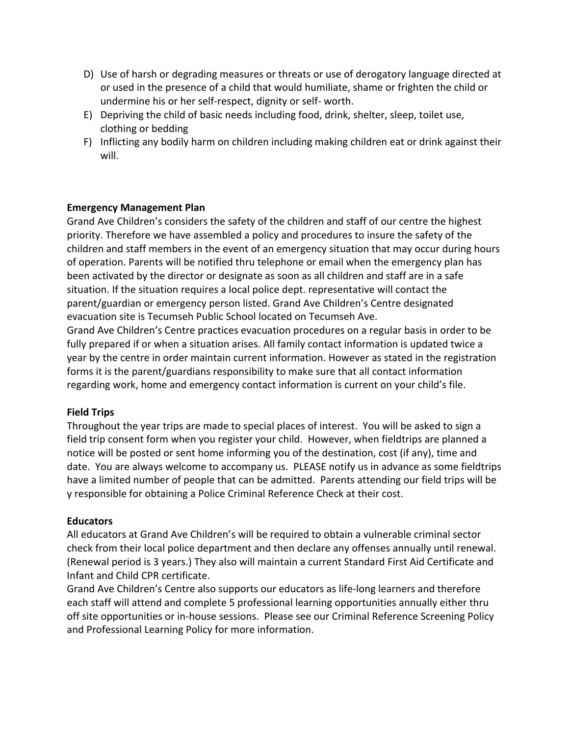D) Use of harsh or degrading measures or threats or use of derogatory language directed at or used in the presence of a child that would humiliate, shame or frighten the child or undermine his or her self-respect, dignity or self- worth.
E) Depriving the child of basic needs including food, drink, shelter, sleep, toilet use, clothing or bedding
F) Inflicting any bodily harm on children including making children eat or drink against their will.

**Emergency Management Plan**

Grand Ave Children's considers the safety of the children and staff of our centre the highest priority. Therefore we have assembled a policy and procedures to insure the safety of the children and staff members in the event of an emergency situation that may occur during hours of operation. Parents will be notified thru telephone or email when the emergency plan has been activated by the director or designate as soon as all children and staff are in a safe situation. If the situation requires a local police dept. representative will contact the parent/guardian or emergency person listed. Grand Ave Children's Centre designated evacuation site is Tecumseh Public School located on Tecumseh Ave.

Grand Ave Children's Centre practices evacuation procedures on a regular basis in order to be fully prepared if or when a situation arises. All family contact information is updated twice a year by the centre in order maintain current information. However as stated in the registration forms it is the parent/guardians responsibility to make sure that all contact information regarding work, home and emergency contact information is current on your child's file.

**Field Trips**

Throughout the year trips are made to special places of interest. You will be asked to sign a field trip consent form when you register your child. However, when fieldtrips are planned a notice will be posted or sent home informing you of the destination, cost (if any), time and date. You are always welcome to accompany us. PLEASE notify us in advance as some fieldtrips have a limited number of people that can be admitted. Parents attending our field trips will be y responsible for obtaining a Police Criminal Reference Check at their cost.

**Educators**

All educators at Grand Ave Children's will be required to obtain a vulnerable criminal sector check from their local police department and then declare any offenses annually until renewal. (Renewal period is 3 years.) They also will maintain a current Standard First Aid Certificate and Infant and Child CPR certificate.

Grand Ave Children's Centre also supports our educators as life-long learners and therefore each staff will attend and complete 5 professional learning opportunities annually either thru off site opportunities or in-house sessions. Please see our Criminal Reference Screening Policy and Professional Learning Policy for more information.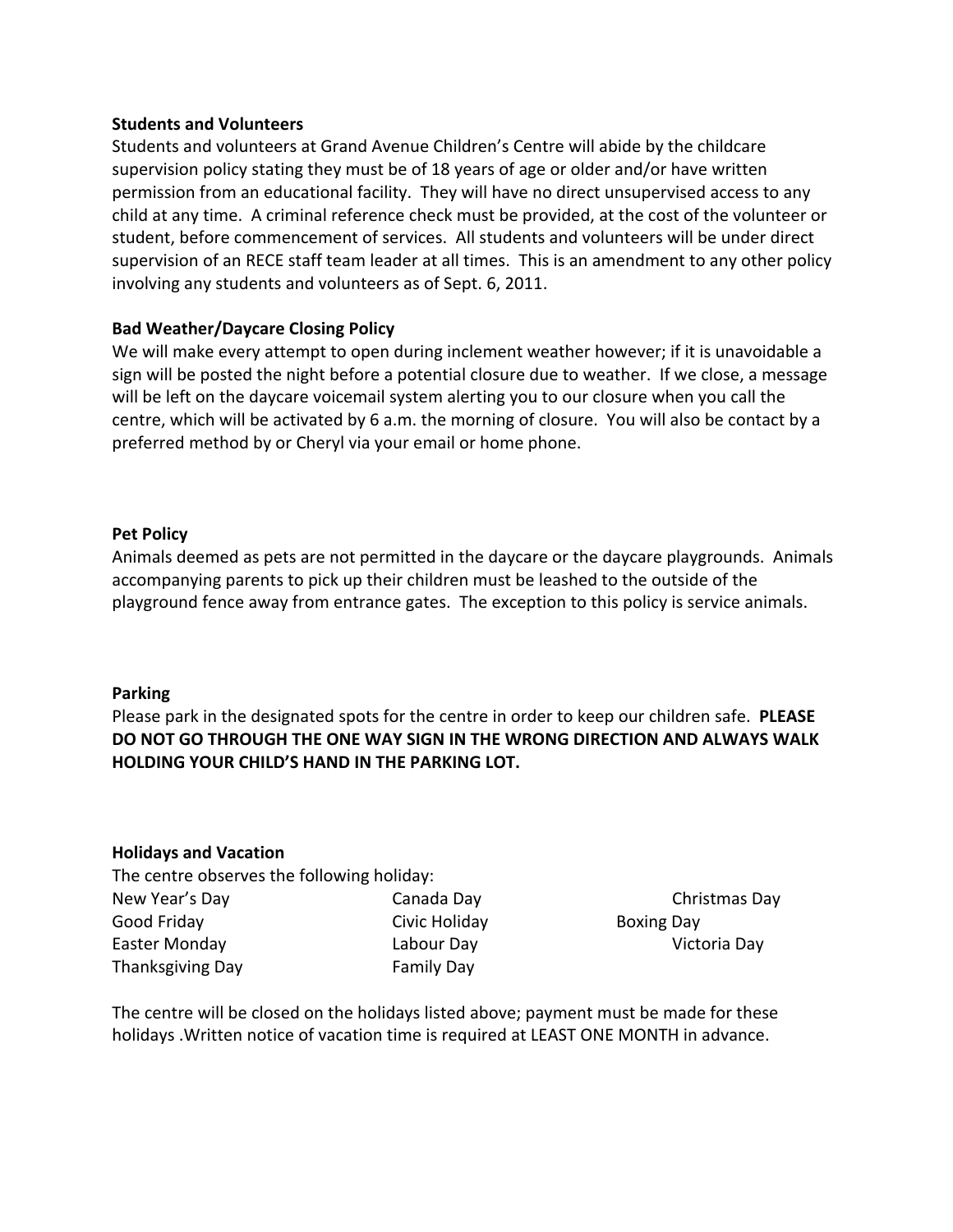**Students and Volunteers**

Students and volunteers at Grand Avenue Children's Centre will abide by the childcare supervision policy stating they must be of 18 years of age or older and/or have written permission from an educational facility. They will have no direct unsupervised access to any child at any time. A criminal reference check must be provided, at the cost of the volunteer or student, before commencement of services. All students and volunteers will be under direct supervision of an RECE staff team leader at all times. This is an amendment to any other policy involving any students and volunteers as of Sept. 6, 2011.

**Bad Weather/Daycare Closing Policy**

We will make every attempt to open during inclement weather however; if it is unavoidable a sign will be posted the night before a potential closure due to weather. If we close, a message will be left on the daycare voicemail system alerting you to our closure when you call the centre, which will be activated by 6 a.m. the morning of closure. You will also be contact by a preferred method by or Cheryl via your email or home phone.

**Pet Policy**

Animals deemed as pets are not permitted in the daycare or the daycare playgrounds. Animals accompanying parents to pick up their children must be leashed to the outside of the playground fence away from entrance gates. The exception to this policy is service animals.

**Parking**

Please park in the designated spots for the centre in order to keep our children safe. **PLEASE DO NOT GO THROUGH THE ONE WAY SIGN IN THE WRONG DIRECTION AND ALWAYS WALK HOLDING YOUR CHILD'S HAND IN THE PARKING LOT.**

**Holidays and Vacation**

The centre observes the following holiday:

| | | |
|---|---|---|
| New Year's Day | Canada Day | Christmas Day |
| Good Friday | Civic Holiday | Boxing Day |
| Easter Monday | Labour Day | Victoria Day |
| Thanksgiving Day | Family Day | |

The centre will be closed on the holidays listed above; payment must be made for these holidays .Written notice of vacation time is required at LEAST ONE MONTH in advance.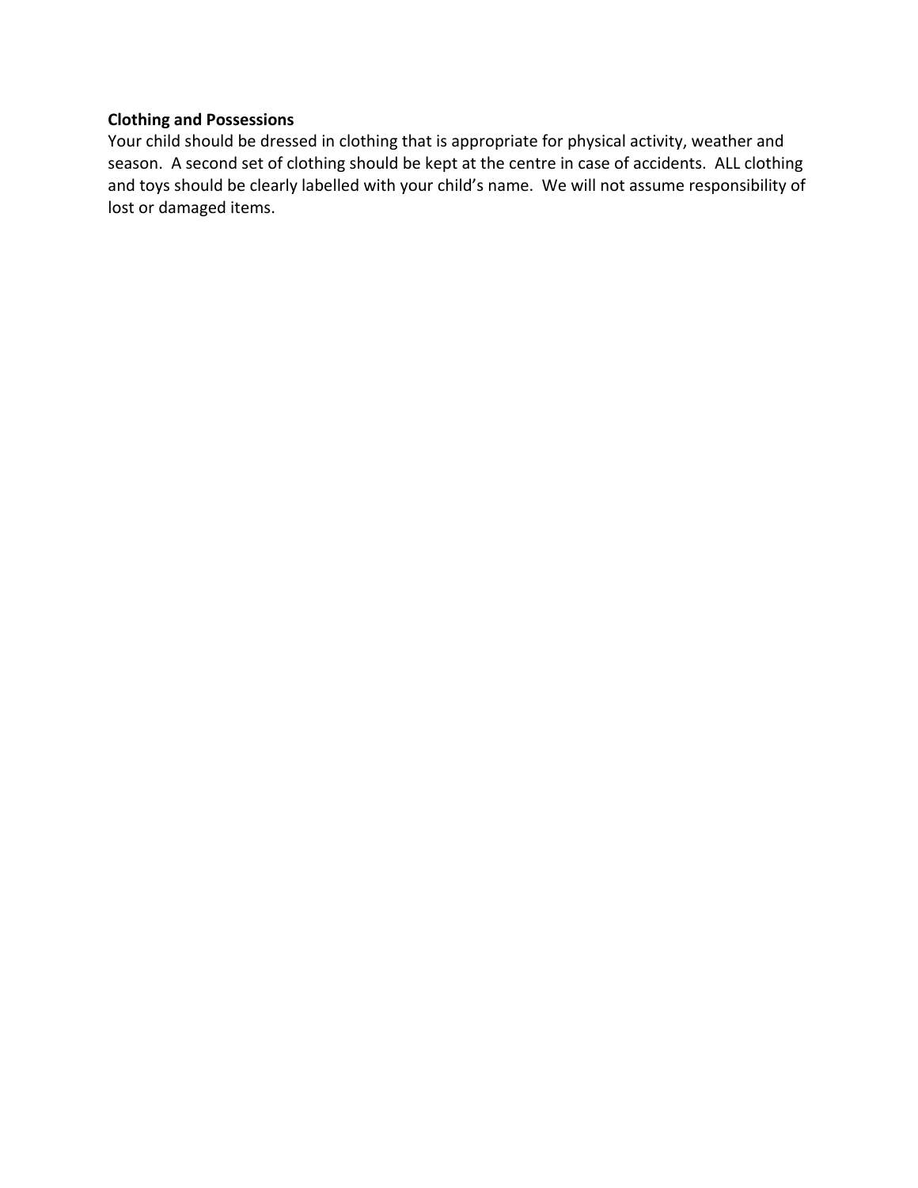**Clothing and Possessions**

Your child should be dressed in clothing that is appropriate for physical activity, weather and season. A second set of clothing should be kept at the centre in case of accidents. ALL clothing and toys should be clearly labelled with your child's name. We will not assume responsibility of lost or damaged items.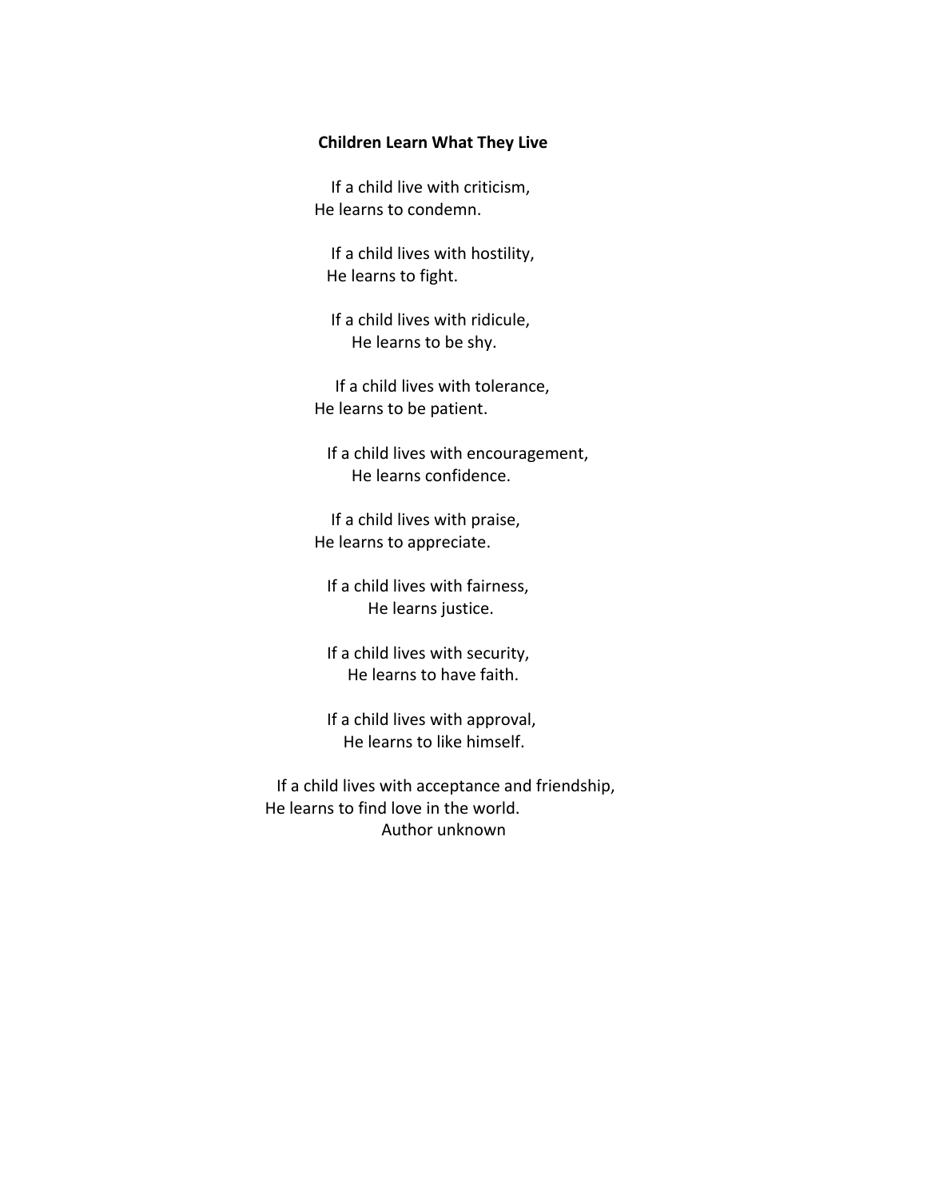**Children Learn What They Live**

If a child live with criticism,
He learns to condemn.

If a child lives with hostility,
He learns to fight.

If a child lives with ridicule,
He learns to be shy.

If a child lives with tolerance,
He learns to be patient.

If a child lives with encouragement,
He learns confidence.

If a child lives with praise,
He learns to appreciate.

If a child lives with fairness,
He learns justice.

If a child lives with security,
He learns to have faith.

If a child lives with approval,
He learns to like himself.

If a child lives with acceptance and friendship,
He learns to find love in the world.

Author unknown